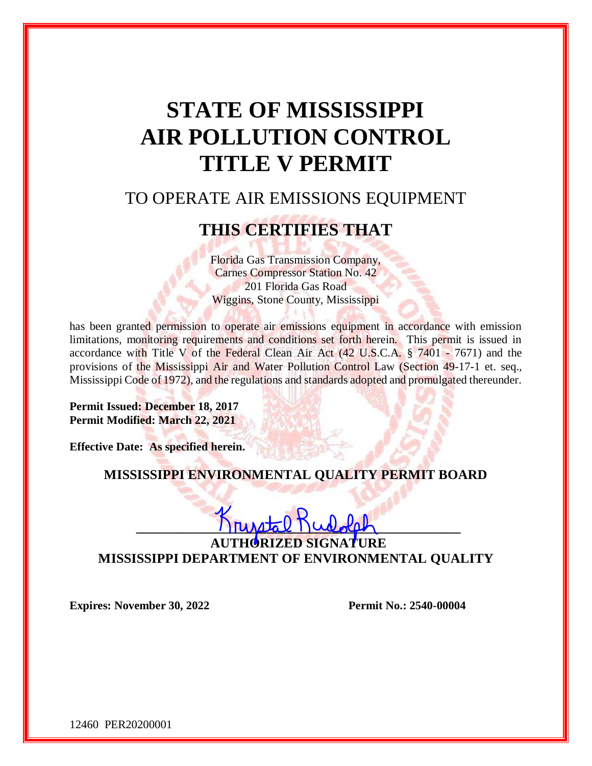# STATE OF MISSISSIPPI
# AIR POLLUTION CONTROL
# TITLE V PERMIT

## TO OPERATE AIR EMISSIONS EQUIPMENT

## THIS CERTIFIES THAT

Florida Gas Transmission Company,
Carnes Compressor Station No. 42
201 Florida Gas Road
Wiggins, Stone County, Mississippi

has been granted permission to operate air emissions equipment in accordance with emission limitations, monitoring requirements and conditions set forth herein. This permit is issued in accordance with Title V of the Federal Clean Air Act (42 U.S.C.A. § 7401 - 7671) and the provisions of the Mississippi Air and Water Pollution Control Law (Section 49-17-1 et. seq., Mississippi Code of 1972), and the regulations and standards adopted and promulgated thereunder.

**Permit Issued: December 18, 2017**
**Permit Modified: March 22, 2021**

**Effective Date: As specified herein.**

**MISSISSIPPI ENVIRONMENTAL QUALITY PERMIT BOARD**

Krystal Rudolph
**AUTHORIZED SIGNATURE**
**MISSISSIPPI DEPARTMENT OF ENVIRONMENTAL QUALITY**

**Expires: November 30, 2022** **Permit No.: 2540-00004**

12460 PER20200001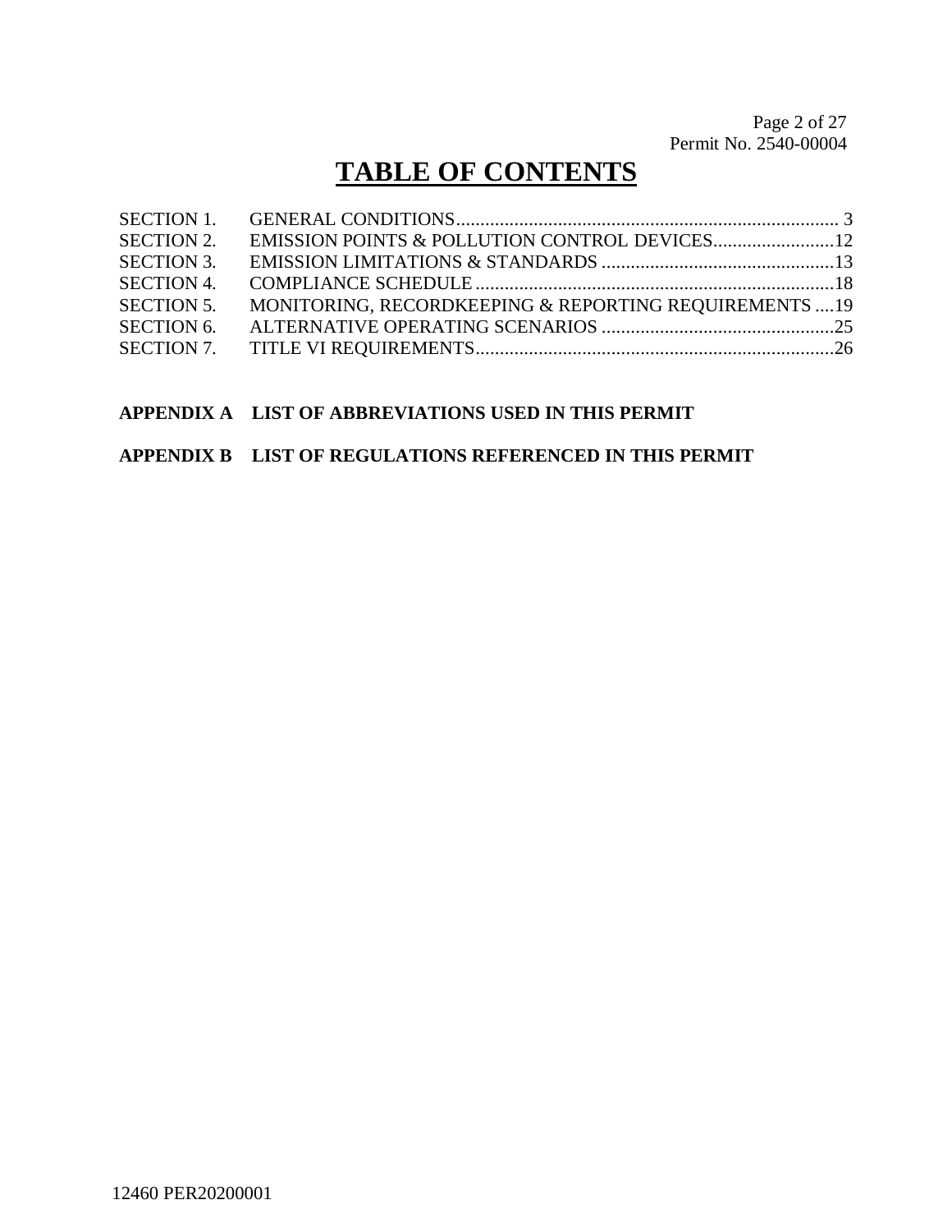# TABLE OF CONTENTS

| | | |
|---|---|---|
| SECTION 1. | GENERAL CONDITIONS | 3 |
| SECTION 2. | EMISSION POINTS & POLLUTION CONTROL DEVICES | 12 |
| SECTION 3. | EMISSION LIMITATIONS & STANDARDS | 13 |
| SECTION 4. | COMPLIANCE SCHEDULE | 18 |
| SECTION 5. | MONITORING, RECORDKEEPING & REPORTING REQUIREMENTS | 19 |
| SECTION 6. | ALTERNATIVE OPERATING SCENARIOS | 25 |
| SECTION 7. | TITLE VI REQUIREMENTS | 26 |

**APPENDIX A LIST OF ABBREVIATIONS USED IN THIS PERMIT**

**APPENDIX B LIST OF REGULATIONS REFERENCED IN THIS PERMIT**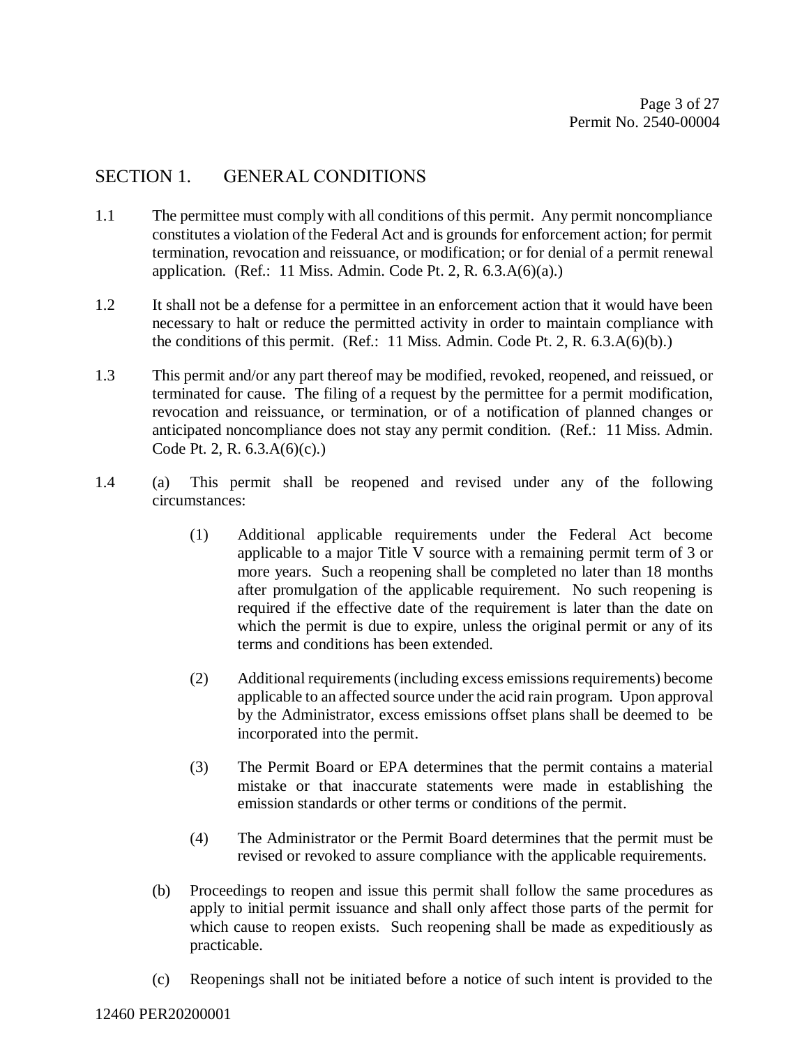## SECTION 1. GENERAL CONDITIONS

1.1 The permittee must comply with all conditions of this permit. Any permit noncompliance constitutes a violation of the Federal Act and is grounds for enforcement action; for permit termination, revocation and reissuance, or modification; or for denial of a permit renewal application. (Ref.: 11 Miss. Admin. Code Pt. 2, R. 6.3.A(6)(a).)

1.2 It shall not be a defense for a permittee in an enforcement action that it would have been necessary to halt or reduce the permitted activity in order to maintain compliance with the conditions of this permit. (Ref.: 11 Miss. Admin. Code Pt. 2, R. 6.3.A(6)(b).)

1.3 This permit and/or any part thereof may be modified, revoked, reopened, and reissued, or terminated for cause. The filing of a request by the permittee for a permit modification, revocation and reissuance, or termination, or of a notification of planned changes or anticipated noncompliance does not stay any permit condition. (Ref.: 11 Miss. Admin. Code Pt. 2, R. 6.3.A(6)(c).)

1.4 (a) This permit shall be reopened and revised under any of the following circumstances:

(1) Additional applicable requirements under the Federal Act become applicable to a major Title V source with a remaining permit term of 3 or more years. Such a reopening shall be completed no later than 18 months after promulgation of the applicable requirement. No such reopening is required if the effective date of the requirement is later than the date on which the permit is due to expire, unless the original permit or any of its terms and conditions has been extended.

(2) Additional requirements (including excess emissions requirements) become applicable to an affected source under the acid rain program. Upon approval by the Administrator, excess emissions offset plans shall be deemed to be incorporated into the permit.

(3) The Permit Board or EPA determines that the permit contains a material mistake or that inaccurate statements were made in establishing the emission standards or other terms or conditions of the permit.

(4) The Administrator or the Permit Board determines that the permit must be revised or revoked to assure compliance with the applicable requirements.

(b) Proceedings to reopen and issue this permit shall follow the same procedures as apply to initial permit issuance and shall only affect those parts of the permit for which cause to reopen exists. Such reopening shall be made as expeditiously as practicable.

(c) Reopenings shall not be initiated before a notice of such intent is provided to the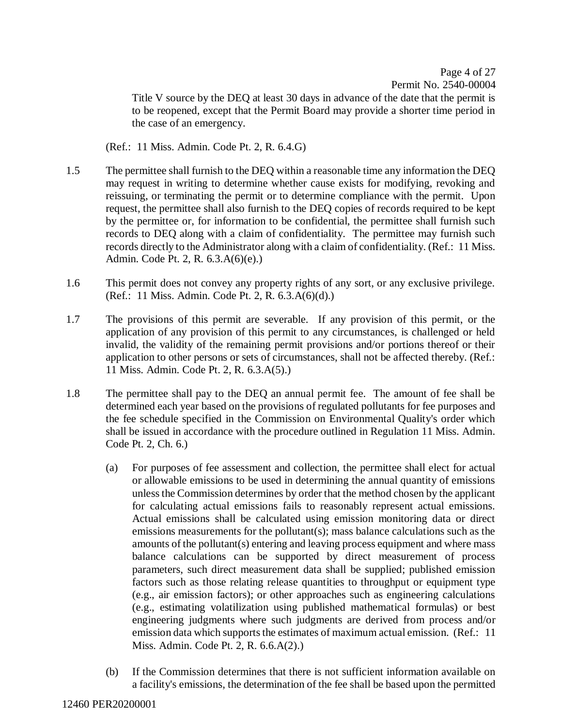Title V source by the DEQ at least 30 days in advance of the date that the permit is to be reopened, except that the Permit Board may provide a shorter time period in the case of an emergency.

(Ref.: 11 Miss. Admin. Code Pt. 2, R. 6.4.G)

1.5 The permittee shall furnish to the DEQ within a reasonable time any information the DEQ may request in writing to determine whether cause exists for modifying, revoking and reissuing, or terminating the permit or to determine compliance with the permit. Upon request, the permittee shall also furnish to the DEQ copies of records required to be kept by the permittee or, for information to be confidential, the permittee shall furnish such records to DEQ along with a claim of confidentiality. The permittee may furnish such records directly to the Administrator along with a claim of confidentiality. (Ref.: 11 Miss. Admin. Code Pt. 2, R. 6.3.A(6)(e).)

1.6 This permit does not convey any property rights of any sort, or any exclusive privilege. (Ref.: 11 Miss. Admin. Code Pt. 2, R. 6.3.A(6)(d).)

1.7 The provisions of this permit are severable. If any provision of this permit, or the application of any provision of this permit to any circumstances, is challenged or held invalid, the validity of the remaining permit provisions and/or portions thereof or their application to other persons or sets of circumstances, shall not be affected thereby. (Ref.: 11 Miss. Admin. Code Pt. 2, R. 6.3.A(5).)

1.8 The permittee shall pay to the DEQ an annual permit fee. The amount of fee shall be determined each year based on the provisions of regulated pollutants for fee purposes and the fee schedule specified in the Commission on Environmental Quality's order which shall be issued in accordance with the procedure outlined in Regulation 11 Miss. Admin. Code Pt. 2, Ch. 6.)

(a) For purposes of fee assessment and collection, the permittee shall elect for actual or allowable emissions to be used in determining the annual quantity of emissions unless the Commission determines by order that the method chosen by the applicant for calculating actual emissions fails to reasonably represent actual emissions. Actual emissions shall be calculated using emission monitoring data or direct emissions measurements for the pollutant(s); mass balance calculations such as the amounts of the pollutant(s) entering and leaving process equipment and where mass balance calculations can be supported by direct measurement of process parameters, such direct measurement data shall be supplied; published emission factors such as those relating release quantities to throughput or equipment type (e.g., air emission factors); or other approaches such as engineering calculations (e.g., estimating volatilization using published mathematical formulas) or best engineering judgments where such judgments are derived from process and/or emission data which supports the estimates of maximum actual emission. (Ref.: 11 Miss. Admin. Code Pt. 2, R. 6.6.A(2).)

(b) If the Commission determines that there is not sufficient information available on a facility's emissions, the determination of the fee shall be based upon the permitted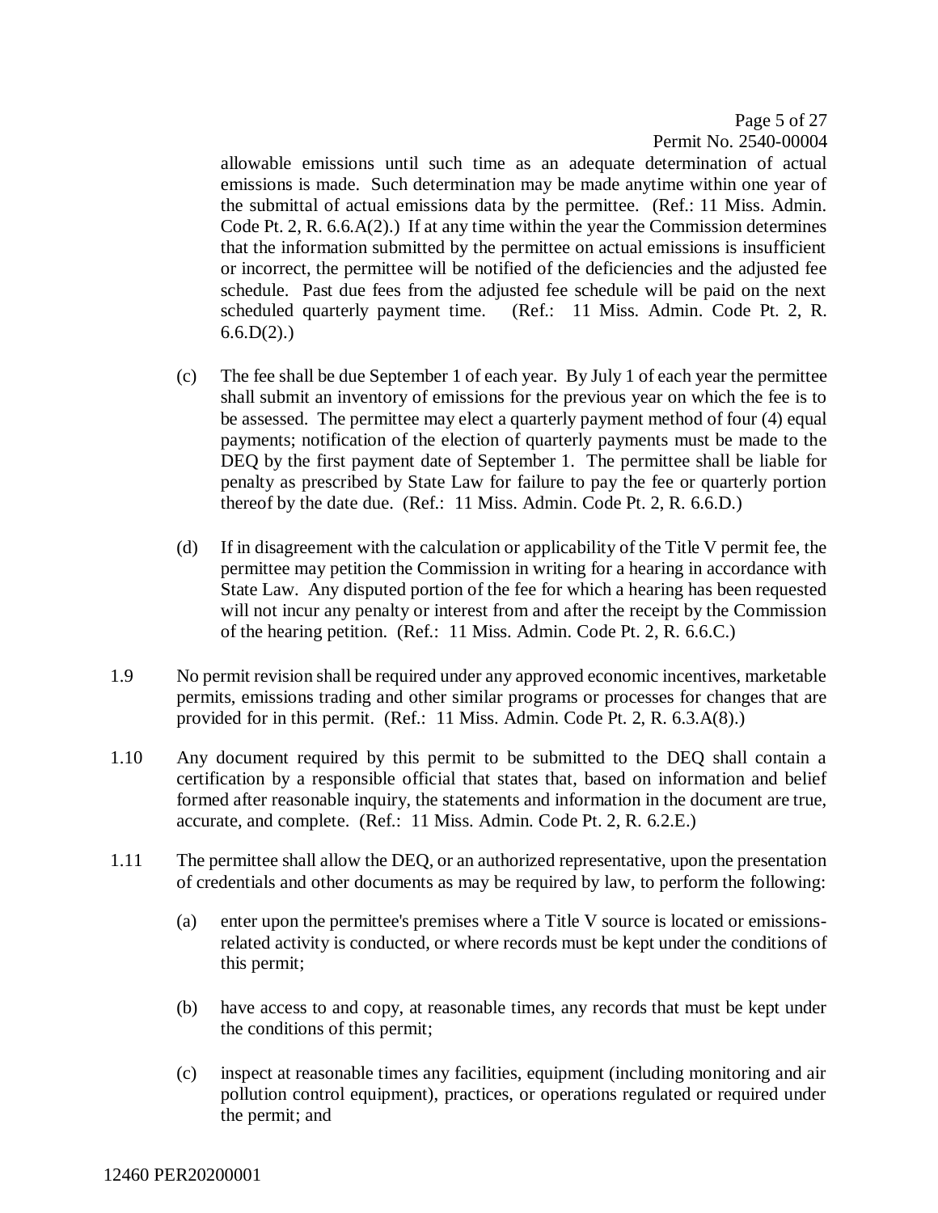allowable emissions until such time as an adequate determination of actual emissions is made. Such determination may be made anytime within one year of the submittal of actual emissions data by the permittee. (Ref.: 11 Miss. Admin. Code Pt. 2, R. 6.6.A(2).) If at any time within the year the Commission determines that the information submitted by the permittee on actual emissions is insufficient or incorrect, the permittee will be notified of the deficiencies and the adjusted fee schedule. Past due fees from the adjusted fee schedule will be paid on the next scheduled quarterly payment time. (Ref.: 11 Miss. Admin. Code Pt. 2, R. 6.6.D(2).)

(c) The fee shall be due September 1 of each year. By July 1 of each year the permittee shall submit an inventory of emissions for the previous year on which the fee is to be assessed. The permittee may elect a quarterly payment method of four (4) equal payments; notification of the election of quarterly payments must be made to the DEQ by the first payment date of September 1. The permittee shall be liable for penalty as prescribed by State Law for failure to pay the fee or quarterly portion thereof by the date due. (Ref.: 11 Miss. Admin. Code Pt. 2, R. 6.6.D.)

(d) If in disagreement with the calculation or applicability of the Title V permit fee, the permittee may petition the Commission in writing for a hearing in accordance with State Law. Any disputed portion of the fee for which a hearing has been requested will not incur any penalty or interest from and after the receipt by the Commission of the hearing petition. (Ref.: 11 Miss. Admin. Code Pt. 2, R. 6.6.C.)

1.9 No permit revision shall be required under any approved economic incentives, marketable permits, emissions trading and other similar programs or processes for changes that are provided for in this permit. (Ref.: 11 Miss. Admin. Code Pt. 2, R. 6.3.A(8).)

1.10 Any document required by this permit to be submitted to the DEQ shall contain a certification by a responsible official that states that, based on information and belief formed after reasonable inquiry, the statements and information in the document are true, accurate, and complete. (Ref.: 11 Miss. Admin. Code Pt. 2, R. 6.2.E.)

1.11 The permittee shall allow the DEQ, or an authorized representative, upon the presentation of credentials and other documents as may be required by law, to perform the following:

(a) enter upon the permittee's premises where a Title V source is located or emissions-related activity is conducted, or where records must be kept under the conditions of this permit;

(b) have access to and copy, at reasonable times, any records that must be kept under the conditions of this permit;

(c) inspect at reasonable times any facilities, equipment (including monitoring and air pollution control equipment), practices, or operations regulated or required under the permit; and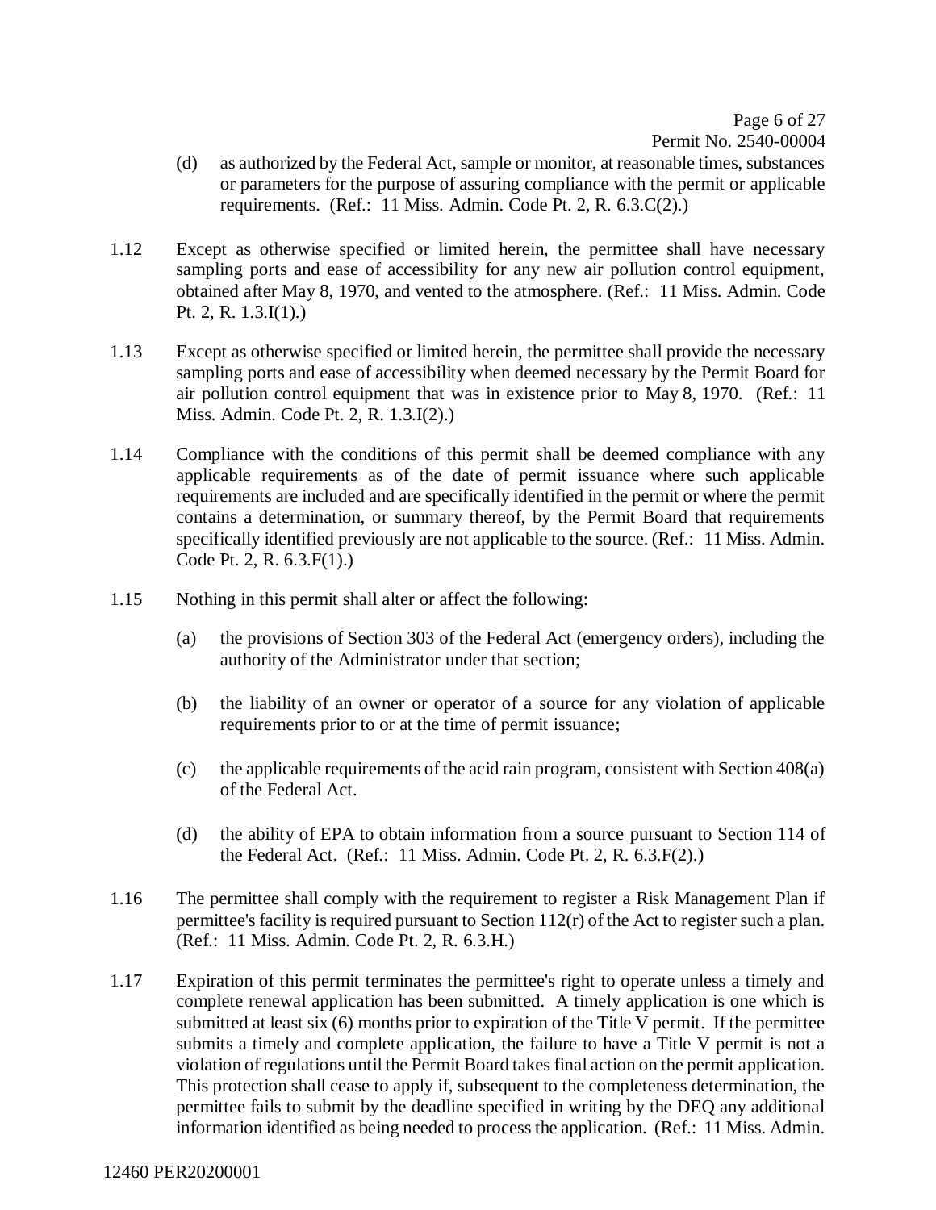(d) as authorized by the Federal Act, sample or monitor, at reasonable times, substances or parameters for the purpose of assuring compliance with the permit or applicable requirements. (Ref.: 11 Miss. Admin. Code Pt. 2, R. 6.3.C(2).)

1.12 Except as otherwise specified or limited herein, the permittee shall have necessary sampling ports and ease of accessibility for any new air pollution control equipment, obtained after May 8, 1970, and vented to the atmosphere. (Ref.: 11 Miss. Admin. Code Pt. 2, R. 1.3.I(1).)

1.13 Except as otherwise specified or limited herein, the permittee shall provide the necessary sampling ports and ease of accessibility when deemed necessary by the Permit Board for air pollution control equipment that was in existence prior to May 8, 1970. (Ref.: 11 Miss. Admin. Code Pt. 2, R. 1.3.I(2).)

1.14 Compliance with the conditions of this permit shall be deemed compliance with any applicable requirements as of the date of permit issuance where such applicable requirements are included and are specifically identified in the permit or where the permit contains a determination, or summary thereof, by the Permit Board that requirements specifically identified previously are not applicable to the source. (Ref.: 11 Miss. Admin. Code Pt. 2, R. 6.3.F(1).)

1.15 Nothing in this permit shall alter or affect the following:

(a) the provisions of Section 303 of the Federal Act (emergency orders), including the authority of the Administrator under that section;

(b) the liability of an owner or operator of a source for any violation of applicable requirements prior to or at the time of permit issuance;

(c) the applicable requirements of the acid rain program, consistent with Section 408(a) of the Federal Act.

(d) the ability of EPA to obtain information from a source pursuant to Section 114 of the Federal Act. (Ref.: 11 Miss. Admin. Code Pt. 2, R. 6.3.F(2).)

1.16 The permittee shall comply with the requirement to register a Risk Management Plan if permittee's facility is required pursuant to Section 112(r) of the Act to register such a plan. (Ref.: 11 Miss. Admin. Code Pt. 2, R. 6.3.H.)

1.17 Expiration of this permit terminates the permittee's right to operate unless a timely and complete renewal application has been submitted. A timely application is one which is submitted at least six (6) months prior to expiration of the Title V permit. If the permittee submits a timely and complete application, the failure to have a Title V permit is not a violation of regulations until the Permit Board takes final action on the permit application. This protection shall cease to apply if, subsequent to the completeness determination, the permittee fails to submit by the deadline specified in writing by the DEQ any additional information identified as being needed to process the application. (Ref.: 11 Miss. Admin.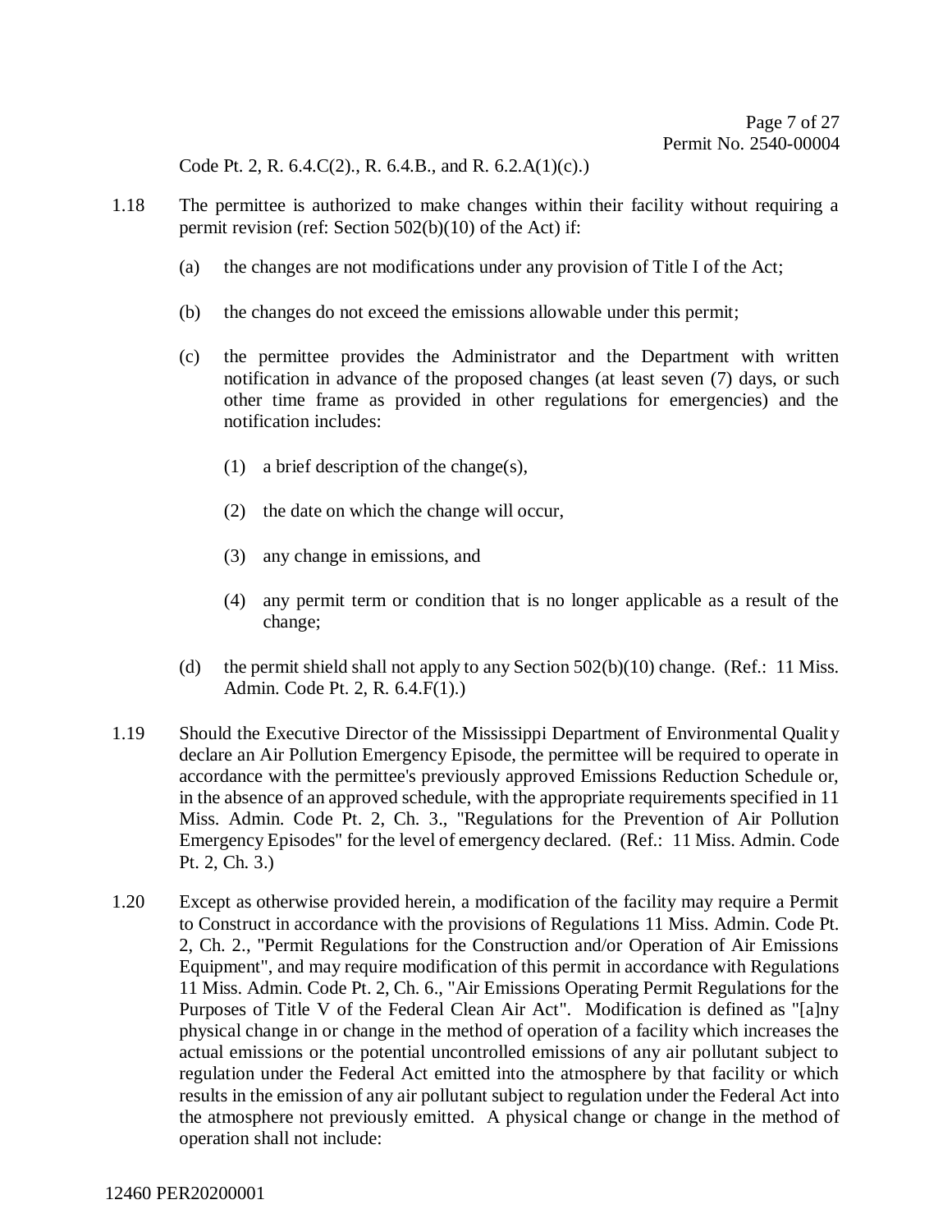Code Pt. 2, R. 6.4.C(2)., R. 6.4.B., and R. 6.2.A(1)(c).)

1.18 The permittee is authorized to make changes within their facility without requiring a permit revision (ref: Section 502(b)(10) of the Act) if:

(a) the changes are not modifications under any provision of Title I of the Act;

(b) the changes do not exceed the emissions allowable under this permit;

(c) the permittee provides the Administrator and the Department with written notification in advance of the proposed changes (at least seven (7) days, or such other time frame as provided in other regulations for emergencies) and the notification includes:

(1) a brief description of the change(s),

(2) the date on which the change will occur,

(3) any change in emissions, and

(4) any permit term or condition that is no longer applicable as a result of the change;

(d) the permit shield shall not apply to any Section 502(b)(10) change. (Ref.: 11 Miss. Admin. Code Pt. 2, R. 6.4.F(1).)

1.19 Should the Executive Director of the Mississippi Department of Environmental Quality declare an Air Pollution Emergency Episode, the permittee will be required to operate in accordance with the permittee's previously approved Emissions Reduction Schedule or, in the absence of an approved schedule, with the appropriate requirements specified in 11 Miss. Admin. Code Pt. 2, Ch. 3., "Regulations for the Prevention of Air Pollution Emergency Episodes" for the level of emergency declared. (Ref.: 11 Miss. Admin. Code Pt. 2, Ch. 3.)

1.20 Except as otherwise provided herein, a modification of the facility may require a Permit to Construct in accordance with the provisions of Regulations 11 Miss. Admin. Code Pt. 2, Ch. 2., "Permit Regulations for the Construction and/or Operation of Air Emissions Equipment", and may require modification of this permit in accordance with Regulations 11 Miss. Admin. Code Pt. 2, Ch. 6., "Air Emissions Operating Permit Regulations for the Purposes of Title V of the Federal Clean Air Act". Modification is defined as "[a]ny physical change in or change in the method of operation of a facility which increases the actual emissions or the potential uncontrolled emissions of any air pollutant subject to regulation under the Federal Act emitted into the atmosphere by that facility or which results in the emission of any air pollutant subject to regulation under the Federal Act into the atmosphere not previously emitted. A physical change or change in the method of operation shall not include: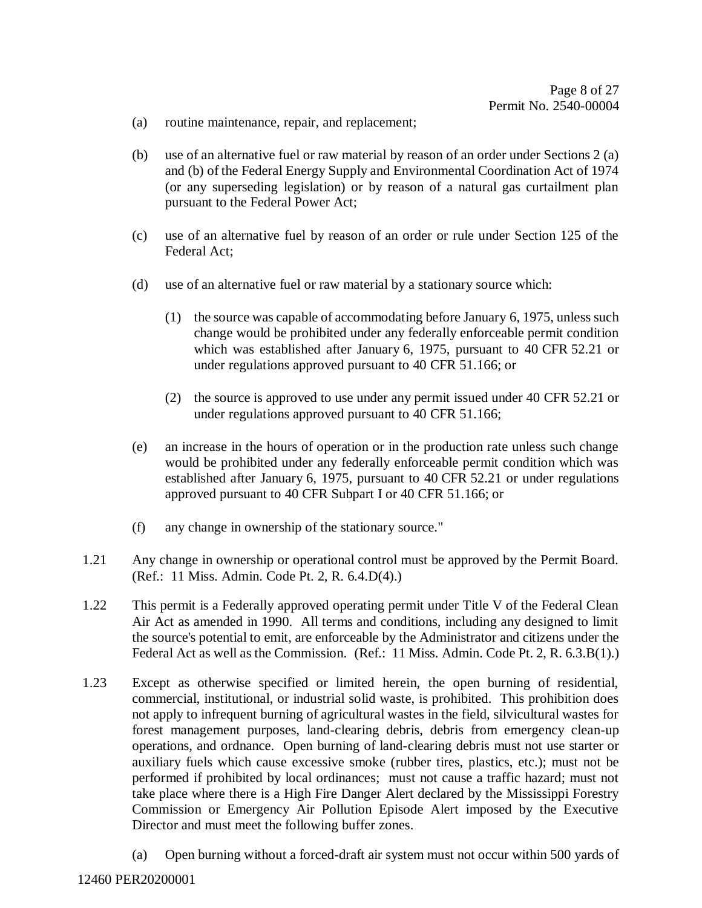(a) routine maintenance, repair, and replacement;

(b) use of an alternative fuel or raw material by reason of an order under Sections 2 (a) and (b) of the Federal Energy Supply and Environmental Coordination Act of 1974 (or any superseding legislation) or by reason of a natural gas curtailment plan pursuant to the Federal Power Act;

(c) use of an alternative fuel by reason of an order or rule under Section 125 of the Federal Act;

(d) use of an alternative fuel or raw material by a stationary source which:

  (1) the source was capable of accommodating before January 6, 1975, unless such change would be prohibited under any federally enforceable permit condition which was established after January 6, 1975, pursuant to 40 CFR 52.21 or under regulations approved pursuant to 40 CFR 51.166; or

  (2) the source is approved to use under any permit issued under 40 CFR 52.21 or under regulations approved pursuant to 40 CFR 51.166;

(e) an increase in the hours of operation or in the production rate unless such change would be prohibited under any federally enforceable permit condition which was established after January 6, 1975, pursuant to 40 CFR 52.21 or under regulations approved pursuant to 40 CFR Subpart I or 40 CFR 51.166; or

(f) any change in ownership of the stationary source."

1.21 Any change in ownership or operational control must be approved by the Permit Board. (Ref.: 11 Miss. Admin. Code Pt. 2, R. 6.4.D(4).)

1.22 This permit is a Federally approved operating permit under Title V of the Federal Clean Air Act as amended in 1990. All terms and conditions, including any designed to limit the source's potential to emit, are enforceable by the Administrator and citizens under the Federal Act as well as the Commission. (Ref.: 11 Miss. Admin. Code Pt. 2, R. 6.3.B(1).)

1.23 Except as otherwise specified or limited herein, the open burning of residential, commercial, institutional, or industrial solid waste, is prohibited. This prohibition does not apply to infrequent burning of agricultural wastes in the field, silvicultural wastes for forest management purposes, land-clearing debris, debris from emergency clean-up operations, and ordnance. Open burning of land-clearing debris must not use starter or auxiliary fuels which cause excessive smoke (rubber tires, plastics, etc.); must not be performed if prohibited by local ordinances; must not cause a traffic hazard; must not take place where there is a High Fire Danger Alert declared by the Mississippi Forestry Commission or Emergency Air Pollution Episode Alert imposed by the Executive Director and must meet the following buffer zones.

(a) Open burning without a forced-draft air system must not occur within 500 yards of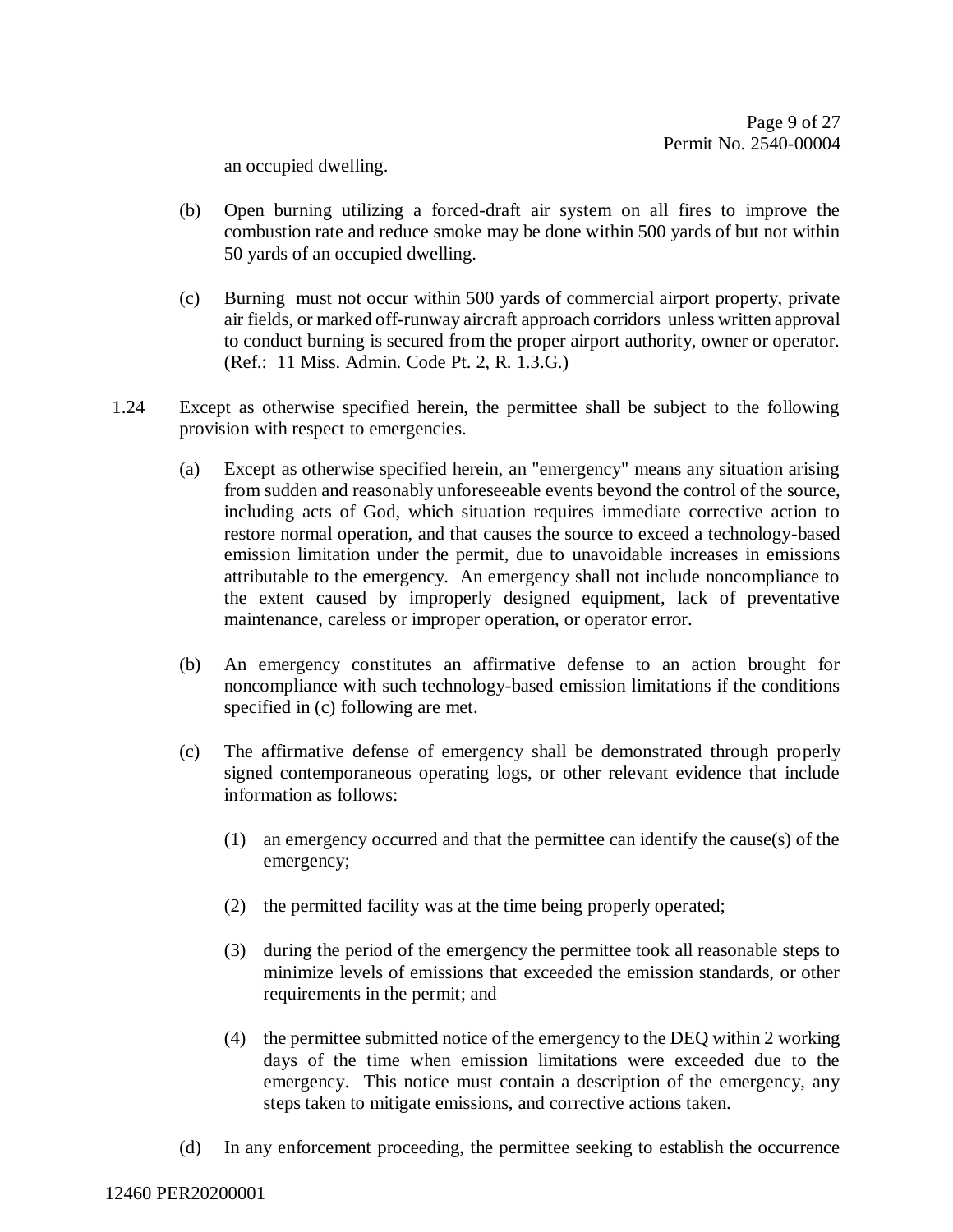an occupied dwelling.

(b) Open burning utilizing a forced-draft air system on all fires to improve the combustion rate and reduce smoke may be done within 500 yards of but not within 50 yards of an occupied dwelling.

(c) Burning must not occur within 500 yards of commercial airport property, private air fields, or marked off-runway aircraft approach corridors unless written approval to conduct burning is secured from the proper airport authority, owner or operator. (Ref.: 11 Miss. Admin. Code Pt. 2, R. 1.3.G.)

1.24 Except as otherwise specified herein, the permittee shall be subject to the following provision with respect to emergencies.

(a) Except as otherwise specified herein, an "emergency" means any situation arising from sudden and reasonably unforeseeable events beyond the control of the source, including acts of God, which situation requires immediate corrective action to restore normal operation, and that causes the source to exceed a technology-based emission limitation under the permit, due to unavoidable increases in emissions attributable to the emergency. An emergency shall not include noncompliance to the extent caused by improperly designed equipment, lack of preventative maintenance, careless or improper operation, or operator error.

(b) An emergency constitutes an affirmative defense to an action brought for noncompliance with such technology-based emission limitations if the conditions specified in (c) following are met.

(c) The affirmative defense of emergency shall be demonstrated through properly signed contemporaneous operating logs, or other relevant evidence that include information as follows:

(1) an emergency occurred and that the permittee can identify the cause(s) of the emergency;

(2) the permitted facility was at the time being properly operated;

(3) during the period of the emergency the permittee took all reasonable steps to minimize levels of emissions that exceeded the emission standards, or other requirements in the permit; and

(4) the permittee submitted notice of the emergency to the DEQ within 2 working days of the time when emission limitations were exceeded due to the emergency. This notice must contain a description of the emergency, any steps taken to mitigate emissions, and corrective actions taken.

(d) In any enforcement proceeding, the permittee seeking to establish the occurrence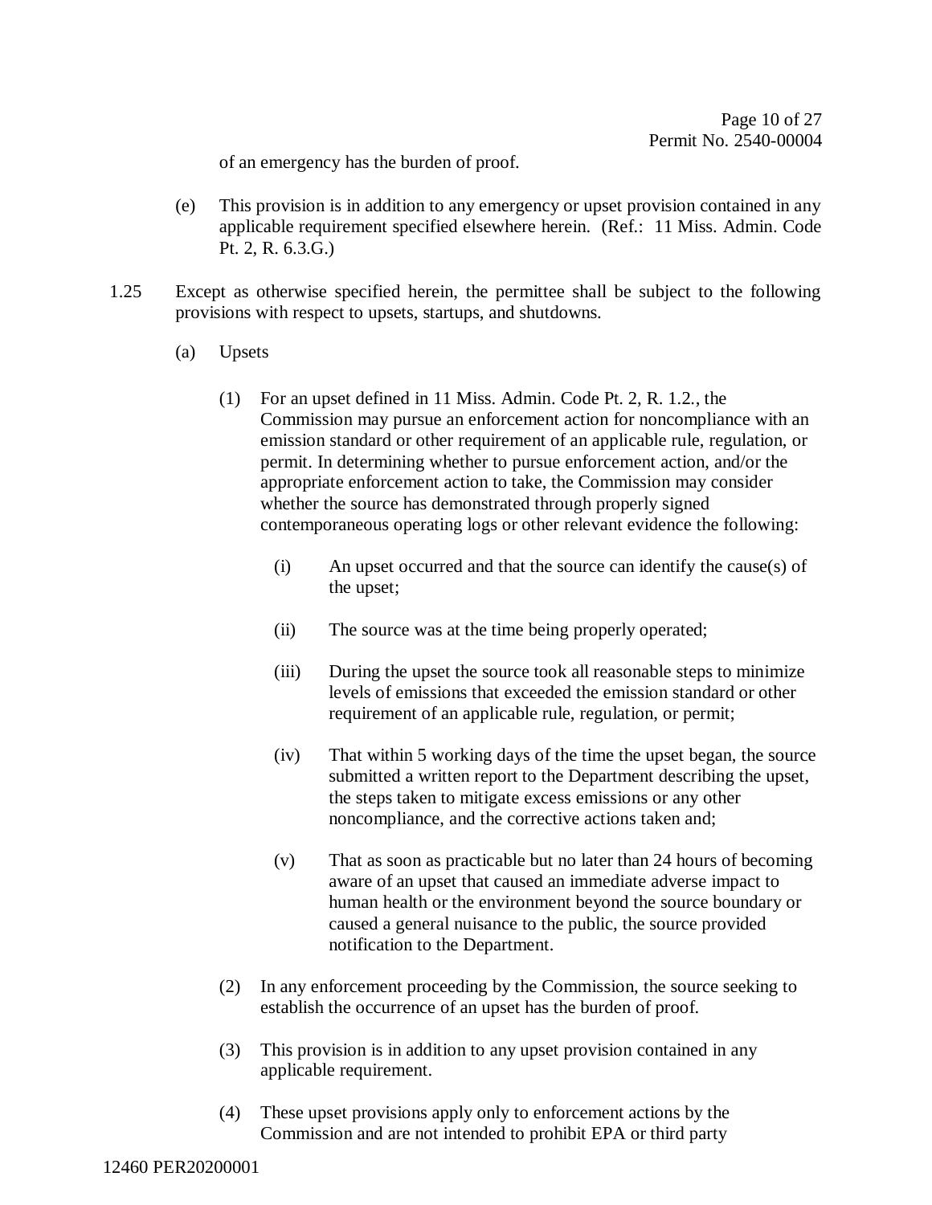of an emergency has the burden of proof.

(e) This provision is in addition to any emergency or upset provision contained in any applicable requirement specified elsewhere herein. (Ref.: 11 Miss. Admin. Code Pt. 2, R. 6.3.G.)

1.25 Except as otherwise specified herein, the permittee shall be subject to the following provisions with respect to upsets, startups, and shutdowns.

(a) Upsets

(1) For an upset defined in 11 Miss. Admin. Code Pt. 2, R. 1.2., the Commission may pursue an enforcement action for noncompliance with an emission standard or other requirement of an applicable rule, regulation, or permit. In determining whether to pursue enforcement action, and/or the appropriate enforcement action to take, the Commission may consider whether the source has demonstrated through properly signed contemporaneous operating logs or other relevant evidence the following:

(i) An upset occurred and that the source can identify the cause(s) of the upset;

(ii) The source was at the time being properly operated;

(iii) During the upset the source took all reasonable steps to minimize levels of emissions that exceeded the emission standard or other requirement of an applicable rule, regulation, or permit;

(iv) That within 5 working days of the time the upset began, the source submitted a written report to the Department describing the upset, the steps taken to mitigate excess emissions or any other noncompliance, and the corrective actions taken and;

(v) That as soon as practicable but no later than 24 hours of becoming aware of an upset that caused an immediate adverse impact to human health or the environment beyond the source boundary or caused a general nuisance to the public, the source provided notification to the Department.

(2) In any enforcement proceeding by the Commission, the source seeking to establish the occurrence of an upset has the burden of proof.

(3) This provision is in addition to any upset provision contained in any applicable requirement.

(4) These upset provisions apply only to enforcement actions by the Commission and are not intended to prohibit EPA or third party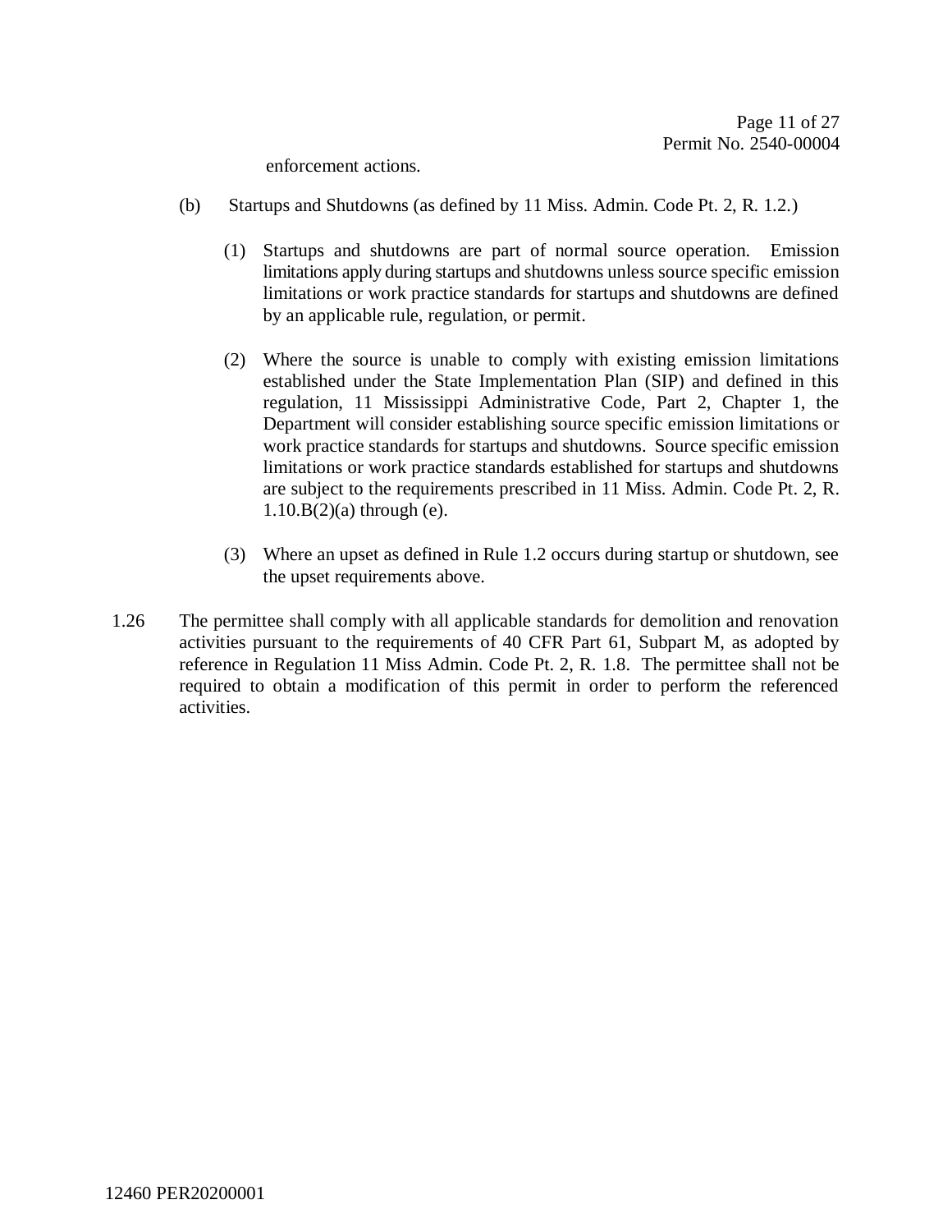enforcement actions.

(b) Startups and Shutdowns (as defined by 11 Miss. Admin. Code Pt. 2, R. 1.2.)

(1) Startups and shutdowns are part of normal source operation. Emission limitations apply during startups and shutdowns unless source specific emission limitations or work practice standards for startups and shutdowns are defined by an applicable rule, regulation, or permit.

(2) Where the source is unable to comply with existing emission limitations established under the State Implementation Plan (SIP) and defined in this regulation, 11 Mississippi Administrative Code, Part 2, Chapter 1, the Department will consider establishing source specific emission limitations or work practice standards for startups and shutdowns. Source specific emission limitations or work practice standards established for startups and shutdowns are subject to the requirements prescribed in 11 Miss. Admin. Code Pt. 2, R. 1.10.B(2)(a) through (e).

(3) Where an upset as defined in Rule 1.2 occurs during startup or shutdown, see the upset requirements above.

1.26 The permittee shall comply with all applicable standards for demolition and renovation activities pursuant to the requirements of 40 CFR Part 61, Subpart M, as adopted by reference in Regulation 11 Miss Admin. Code Pt. 2, R. 1.8. The permittee shall not be required to obtain a modification of this permit in order to perform the referenced activities.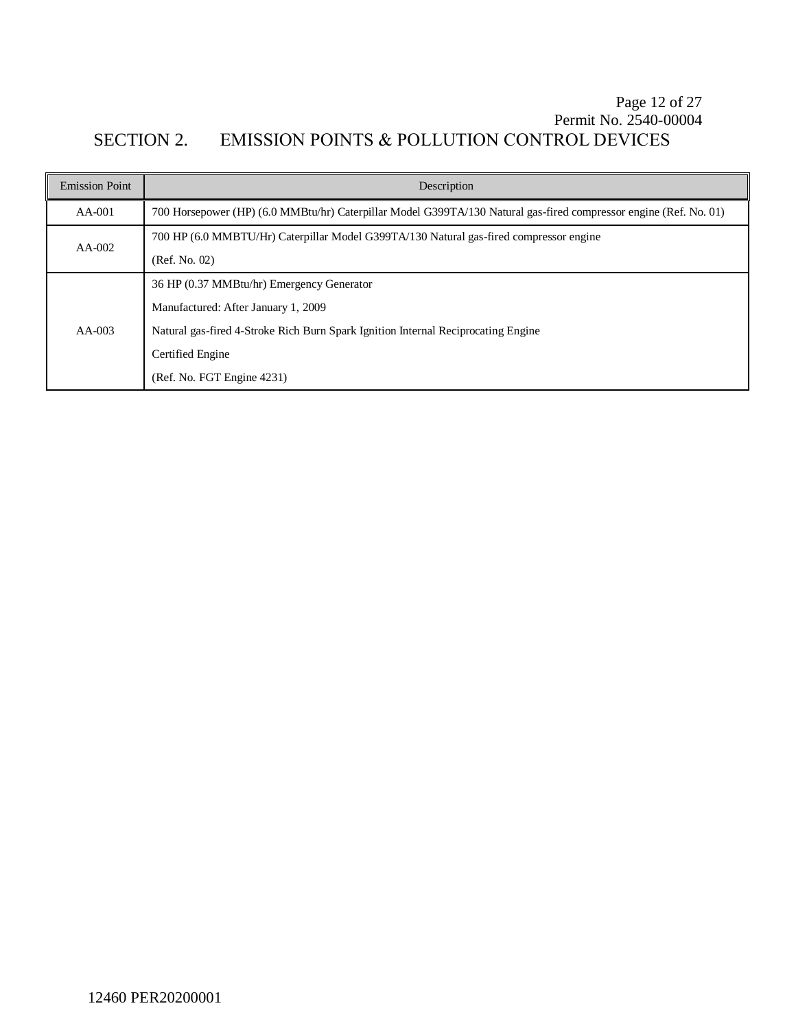# SECTION 2. EMISSION POINTS & POLLUTION CONTROL DEVICES

| Emission Point | Description |
| --- | --- |
| AA-001 | 700 Horsepower (HP) (6.0 MMBtu/hr) Caterpillar Model G399TA/130 Natural gas-fired compressor engine (Ref. No. 01) |
| AA-002 | 700 HP (6.0 MMBTU/Hr) Caterpillar Model G399TA/130 Natural gas-fired compressor engine<br>(Ref. No. 02) |
| AA-003 | 36 HP (0.37 MMBtu/hr) Emergency Generator<br>Manufactured: After January 1, 2009<br>Natural gas-fired 4-Stroke Rich Burn Spark Ignition Internal Reciprocating Engine<br>Certified Engine<br>(Ref. No. FGT Engine 4231) |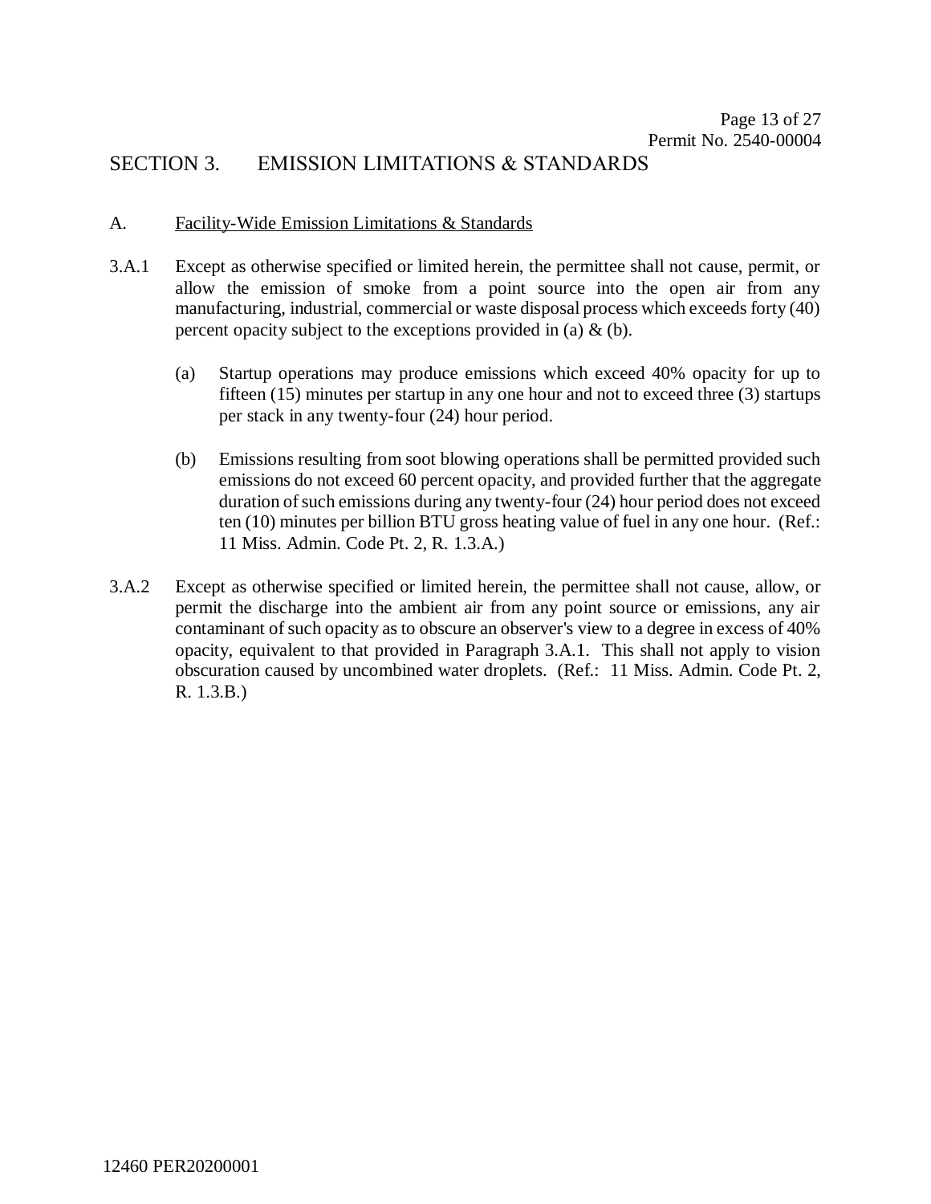## SECTION 3. EMISSION LIMITATIONS & STANDARDS

A. Facility-Wide Emission Limitations & Standards

3.A.1 Except as otherwise specified or limited herein, the permittee shall not cause, permit, or allow the emission of smoke from a point source into the open air from any manufacturing, industrial, commercial or waste disposal process which exceeds forty (40) percent opacity subject to the exceptions provided in (a) & (b).

(a) Startup operations may produce emissions which exceed 40% opacity for up to fifteen (15) minutes per startup in any one hour and not to exceed three (3) startups per stack in any twenty-four (24) hour period.

(b) Emissions resulting from soot blowing operations shall be permitted provided such emissions do not exceed 60 percent opacity, and provided further that the aggregate duration of such emissions during any twenty-four (24) hour period does not exceed ten (10) minutes per billion BTU gross heating value of fuel in any one hour. (Ref.: 11 Miss. Admin. Code Pt. 2, R. 1.3.A.)

3.A.2 Except as otherwise specified or limited herein, the permittee shall not cause, allow, or permit the discharge into the ambient air from any point source or emissions, any air contaminant of such opacity as to obscure an observer's view to a degree in excess of 40% opacity, equivalent to that provided in Paragraph 3.A.1. This shall not apply to vision obscuration caused by uncombined water droplets. (Ref.: 11 Miss. Admin. Code Pt. 2, R. 1.3.B.)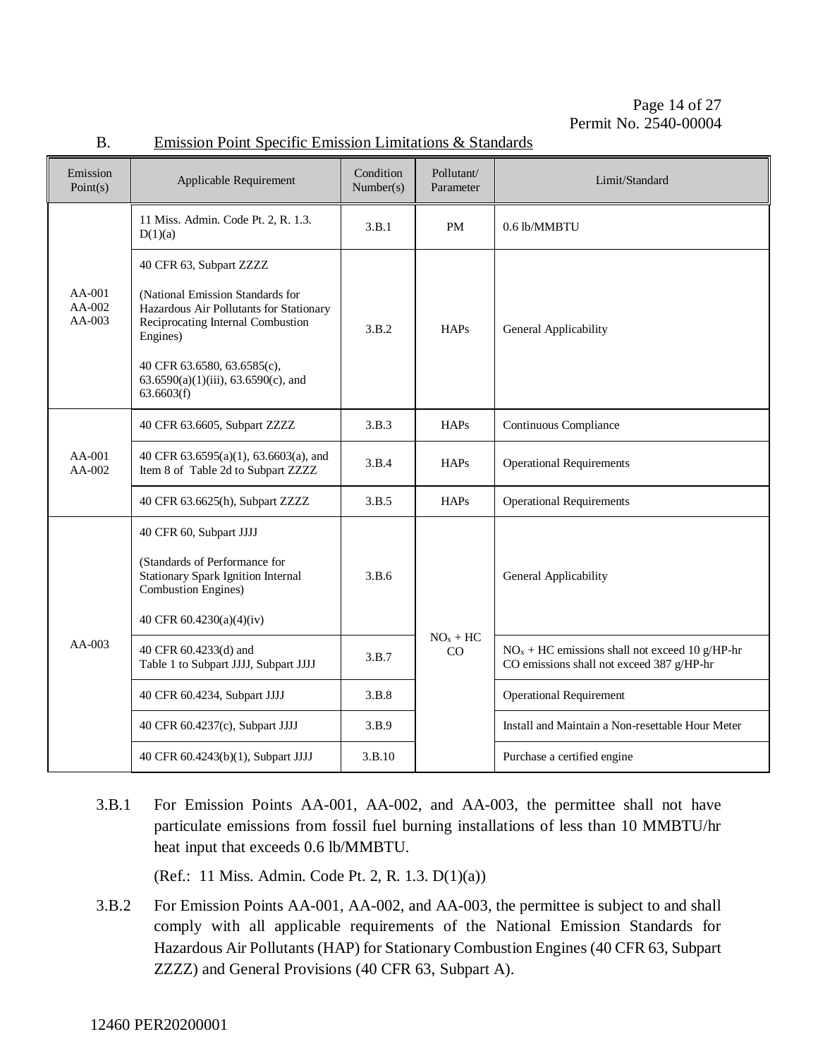## B. Emission Point Specific Emission Limitations & Standards

| Emission Point(s) | Applicable Requirement | Condition Number(s) | Pollutant/ Parameter | Limit/Standard |
|---|---|---|---|---|
| AA-001 AA-002 AA-003 | 11 Miss. Admin. Code Pt. 2, R. 1.3. D(1)(a) | 3.B.1 | PM | 0.6 lb/MMBTU |
| | 40 CFR 63, Subpart ZZZZ (National Emission Standards for Hazardous Air Pollutants for Stationary Reciprocating Internal Combustion Engines) 40 CFR 63.6580, 63.6585(c), 63.6590(a)(1)(iii), 63.6590(c), and 63.6603(f) | 3.B.2 | HAPs | General Applicability |
| AA-001 AA-002 | 40 CFR 63.6605, Subpart ZZZZ | 3.B.3 | HAPs | Continuous Compliance |
| | 40 CFR 63.6595(a)(1), 63.6603(a), and Item 8 of Table 2d to Subpart ZZZZ | 3.B.4 | HAPs | Operational Requirements |
| | 40 CFR 63.6625(h), Subpart ZZZZ | 3.B.5 | HAPs | Operational Requirements |
| AA-003 | 40 CFR 60, Subpart JJJJ (Standards of Performance for Stationary Spark Ignition Internal Combustion Engines) 40 CFR 60.4230(a)(4)(iv) | 3.B.6 | $NO_x$ + HC CO | General Applicability |
| | 40 CFR 60.4233(d) and Table 1 to Subpart JJJJ, Subpart JJJJ | 3.B.7 | | $NO_x$ + HC emissions shall not exceed 10 g/HP-hr CO emissions shall not exceed 387 g/HP-hr |
| | 40 CFR 60.4234, Subpart JJJJ | 3.B.8 | | Operational Requirement |
| | 40 CFR 60.4237(c), Subpart JJJJ | 3.B.9 | | Install and Maintain a Non-resettable Hour Meter |
| | 40 CFR 60.4243(b)(1), Subpart JJJJ | 3.B.10 | | Purchase a certified engine |

3.B.1 For Emission Points AA-001, AA-002, and AA-003, the permittee shall not have particulate emissions from fossil fuel burning installations of less than 10 MMBTU/hr heat input that exceeds 0.6 lb/MMBTU.

(Ref.: 11 Miss. Admin. Code Pt. 2, R. 1.3. D(1)(a))

3.B.2 For Emission Points AA-001, AA-002, and AA-003, the permittee is subject to and shall comply with all applicable requirements of the National Emission Standards for Hazardous Air Pollutants (HAP) for Stationary Combustion Engines (40 CFR 63, Subpart ZZZZ) and General Provisions (40 CFR 63, Subpart A).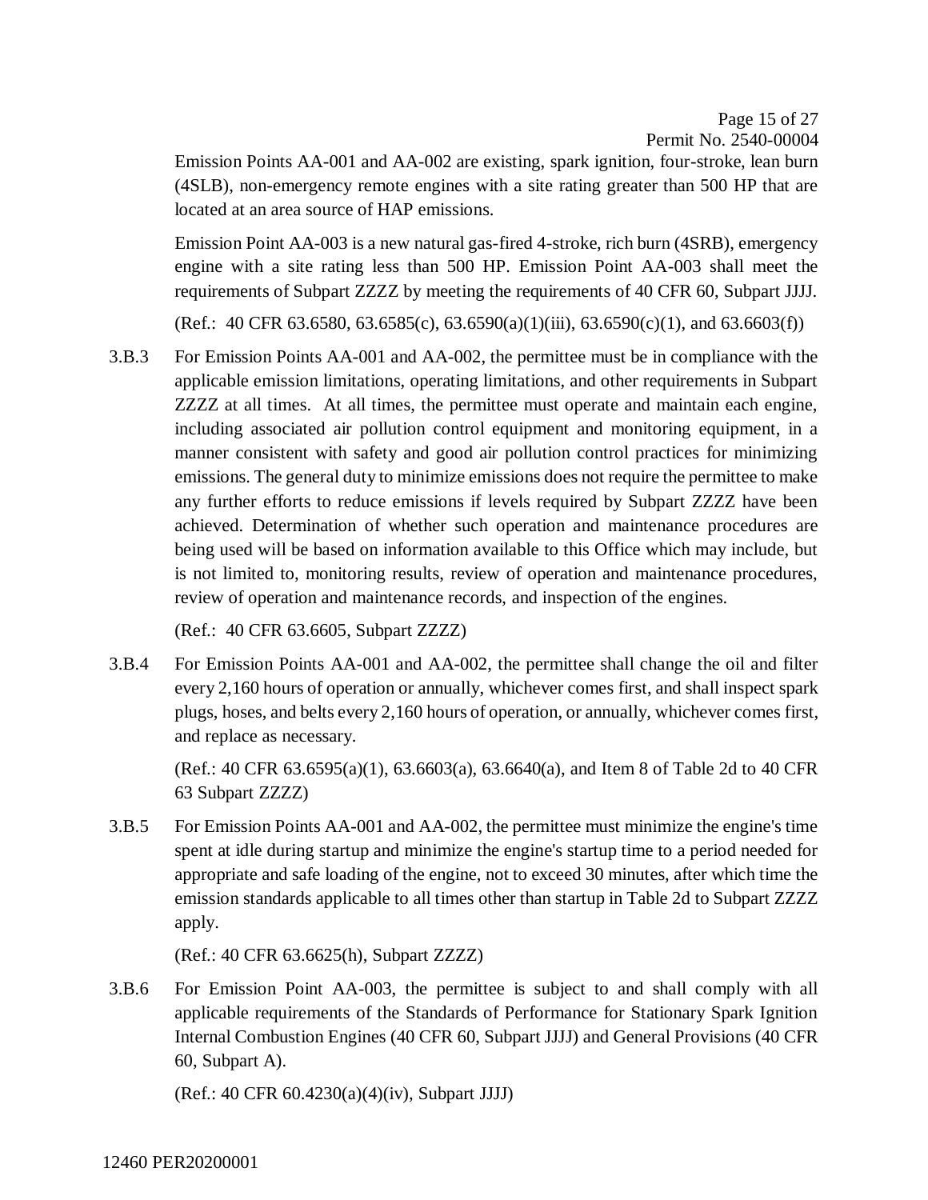Emission Points AA-001 and AA-002 are existing, spark ignition, four-stroke, lean burn (4SLB), non-emergency remote engines with a site rating greater than 500 HP that are located at an area source of HAP emissions.

Emission Point AA-003 is a new natural gas-fired 4-stroke, rich burn (4SRB), emergency engine with a site rating less than 500 HP. Emission Point AA-003 shall meet the requirements of Subpart ZZZZ by meeting the requirements of 40 CFR 60, Subpart JJJJ.

(Ref.: 40 CFR 63.6580, 63.6585(c), 63.6590(a)(1)(iii), 63.6590(c)(1), and 63.6603(f))

3.B.3 For Emission Points AA-001 and AA-002, the permittee must be in compliance with the applicable emission limitations, operating limitations, and other requirements in Subpart ZZZZ at all times. At all times, the permittee must operate and maintain each engine, including associated air pollution control equipment and monitoring equipment, in a manner consistent with safety and good air pollution control practices for minimizing emissions. The general duty to minimize emissions does not require the permittee to make any further efforts to reduce emissions if levels required by Subpart ZZZZ have been achieved. Determination of whether such operation and maintenance procedures are being used will be based on information available to this Office which may include, but is not limited to, monitoring results, review of operation and maintenance procedures, review of operation and maintenance records, and inspection of the engines.

(Ref.: 40 CFR 63.6605, Subpart ZZZZ)

3.B.4 For Emission Points AA-001 and AA-002, the permittee shall change the oil and filter every 2,160 hours of operation or annually, whichever comes first, and shall inspect spark plugs, hoses, and belts every 2,160 hours of operation, or annually, whichever comes first, and replace as necessary.

(Ref.: 40 CFR 63.6595(a)(1), 63.6603(a), 63.6640(a), and Item 8 of Table 2d to 40 CFR 63 Subpart ZZZZ)

3.B.5 For Emission Points AA-001 and AA-002, the permittee must minimize the engine's time spent at idle during startup and minimize the engine's startup time to a period needed for appropriate and safe loading of the engine, not to exceed 30 minutes, after which time the emission standards applicable to all times other than startup in Table 2d to Subpart ZZZZ apply.

(Ref.: 40 CFR 63.6625(h), Subpart ZZZZ)

3.B.6 For Emission Point AA-003, the permittee is subject to and shall comply with all applicable requirements of the Standards of Performance for Stationary Spark Ignition Internal Combustion Engines (40 CFR 60, Subpart JJJJ) and General Provisions (40 CFR 60, Subpart A).

(Ref.: 40 CFR 60.4230(a)(4)(iv), Subpart JJJJ)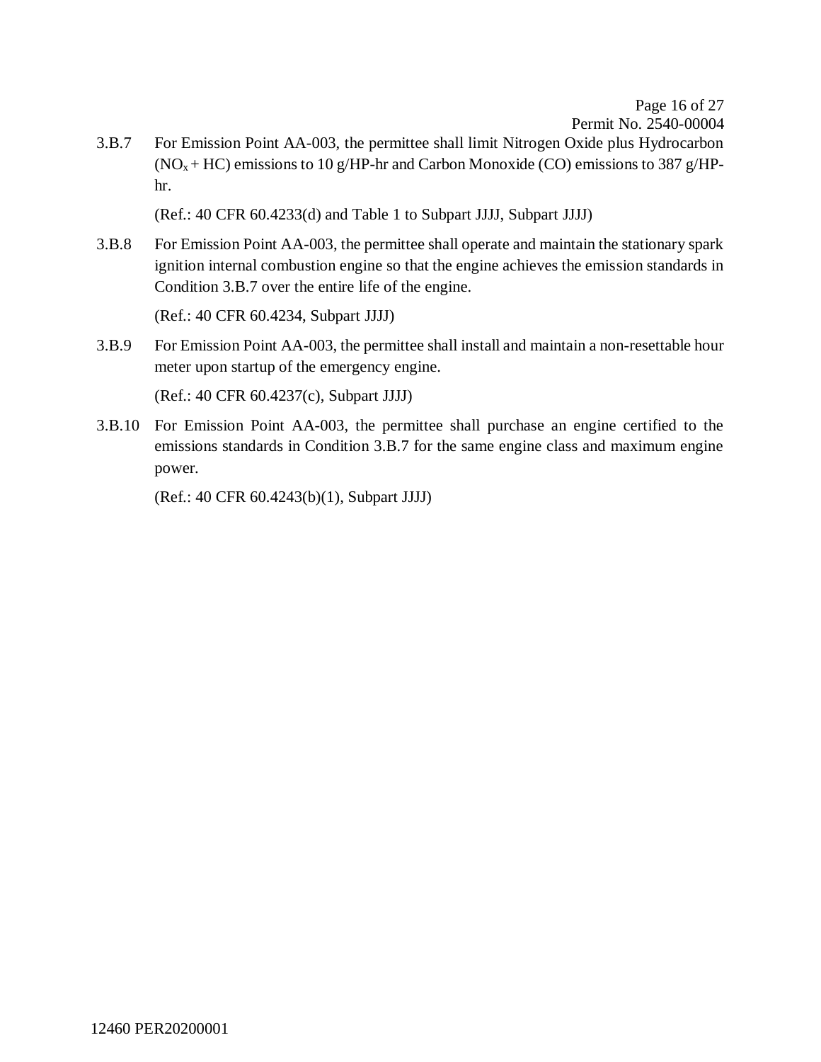3.B.7 For Emission Point AA-003, the permittee shall limit Nitrogen Oxide plus Hydrocarbon ($NO_x$ + HC) emissions to 10 g/HP-hr and Carbon Monoxide (CO) emissions to 387 g/HP-hr.

(Ref.: 40 CFR 60.4233(d) and Table 1 to Subpart JJJJ, Subpart JJJJ)

3.B.8 For Emission Point AA-003, the permittee shall operate and maintain the stationary spark ignition internal combustion engine so that the engine achieves the emission standards in Condition 3.B.7 over the entire life of the engine.

(Ref.: 40 CFR 60.4234, Subpart JJJJ)

3.B.9 For Emission Point AA-003, the permittee shall install and maintain a non-resettable hour meter upon startup of the emergency engine.

(Ref.: 40 CFR 60.4237(c), Subpart JJJJ)

3.B.10 For Emission Point AA-003, the permittee shall purchase an engine certified to the emissions standards in Condition 3.B.7 for the same engine class and maximum engine power.

(Ref.: 40 CFR 60.4243(b)(1), Subpart JJJJ)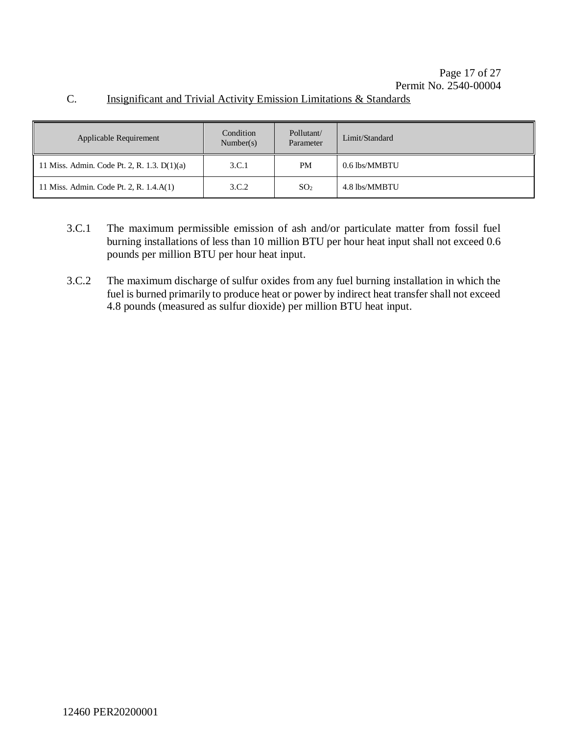## C. Insignificant and Trivial Activity Emission Limitations & Standards

| Applicable Requirement | Condition Number(s) | Pollutant/ Parameter | Limit/Standard |
|---|---|---|---|
| 11 Miss. Admin. Code Pt. 2, R. 1.3. D(1)(a) | 3.C.1 | PM | 0.6 lbs/MMBTU |
| 11 Miss. Admin. Code Pt. 2, R. 1.4.A(1) | 3.C.2 | $SO_2$ | 4.8 lbs/MMBTU |

3.C.1 The maximum permissible emission of ash and/or particulate matter from fossil fuel burning installations of less than 10 million BTU per hour heat input shall not exceed 0.6 pounds per million BTU per hour heat input.

3.C.2 The maximum discharge of sulfur oxides from any fuel burning installation in which the fuel is burned primarily to produce heat or power by indirect heat transfer shall not exceed 4.8 pounds (measured as sulfur dioxide) per million BTU heat input.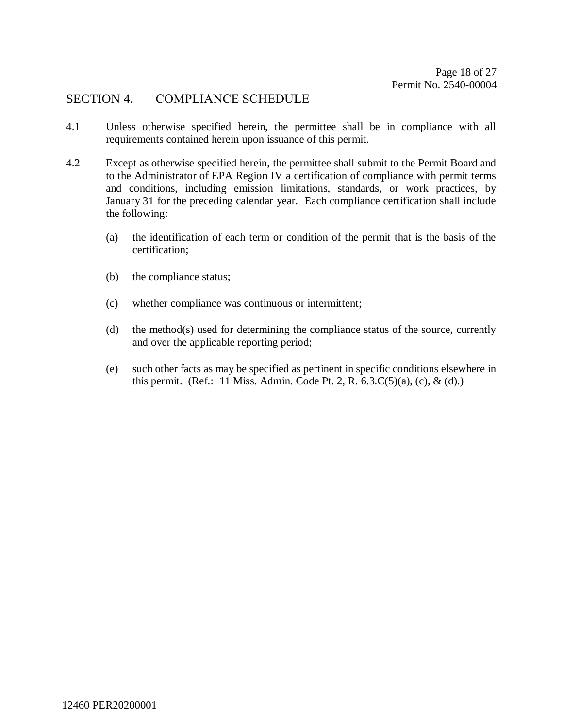## SECTION 4. COMPLIANCE SCHEDULE

4.1 Unless otherwise specified herein, the permittee shall be in compliance with all requirements contained herein upon issuance of this permit.

4.2 Except as otherwise specified herein, the permittee shall submit to the Permit Board and to the Administrator of EPA Region IV a certification of compliance with permit terms and conditions, including emission limitations, standards, or work practices, by January 31 for the preceding calendar year. Each compliance certification shall include the following:

(a) the identification of each term or condition of the permit that is the basis of the certification;

(b) the compliance status;

(c) whether compliance was continuous or intermittent;

(d) the method(s) used for determining the compliance status of the source, currently and over the applicable reporting period;

(e) such other facts as may be specified as pertinent in specific conditions elsewhere in this permit. (Ref.: 11 Miss. Admin. Code Pt. 2, R. 6.3.C(5)(a), (c), & (d).)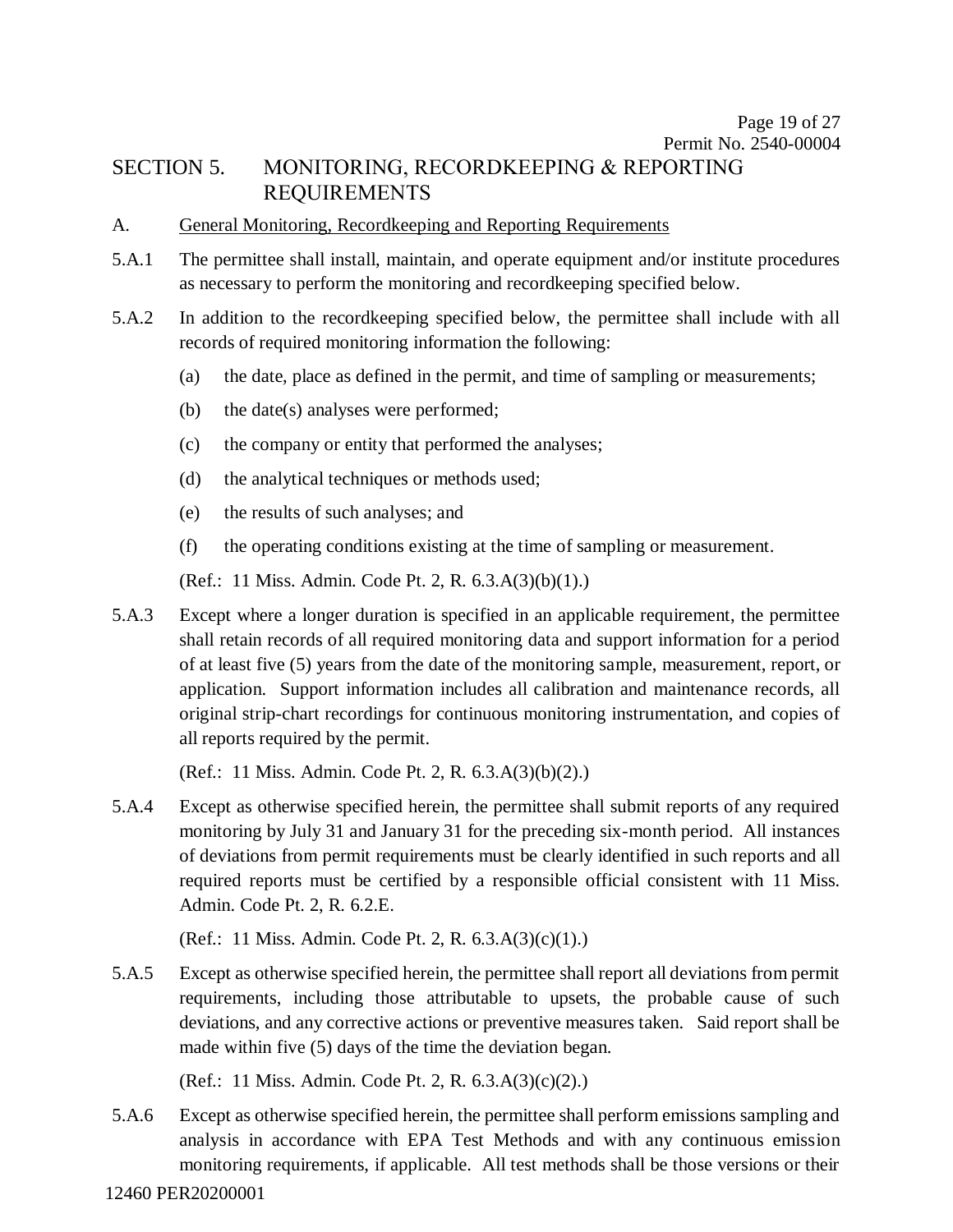# SECTION 5. MONITORING, RECORDKEEPING & REPORTING REQUIREMENTS

A. General Monitoring, Recordkeeping and Reporting Requirements

5.A.1 The permittee shall install, maintain, and operate equipment and/or institute procedures as necessary to perform the monitoring and recordkeeping specified below.

5.A.2 In addition to the recordkeeping specified below, the permittee shall include with all records of required monitoring information the following:

(a) the date, place as defined in the permit, and time of sampling or measurements;

(b) the date(s) analyses were performed;

(c) the company or entity that performed the analyses;

(d) the analytical techniques or methods used;

(e) the results of such analyses; and

(f) the operating conditions existing at the time of sampling or measurement.

(Ref.: 11 Miss. Admin. Code Pt. 2, R. 6.3.A(3)(b)(1).)

5.A.3 Except where a longer duration is specified in an applicable requirement, the permittee shall retain records of all required monitoring data and support information for a period of at least five (5) years from the date of the monitoring sample, measurement, report, or application. Support information includes all calibration and maintenance records, all original strip-chart recordings for continuous monitoring instrumentation, and copies of all reports required by the permit.

(Ref.: 11 Miss. Admin. Code Pt. 2, R. 6.3.A(3)(b)(2).)

5.A.4 Except as otherwise specified herein, the permittee shall submit reports of any required monitoring by July 31 and January 31 for the preceding six-month period. All instances of deviations from permit requirements must be clearly identified in such reports and all required reports must be certified by a responsible official consistent with 11 Miss. Admin. Code Pt. 2, R. 6.2.E.

(Ref.: 11 Miss. Admin. Code Pt. 2, R. 6.3.A(3)(c)(1).)

5.A.5 Except as otherwise specified herein, the permittee shall report all deviations from permit requirements, including those attributable to upsets, the probable cause of such deviations, and any corrective actions or preventive measures taken. Said report shall be made within five (5) days of the time the deviation began.

(Ref.: 11 Miss. Admin. Code Pt. 2, R. 6.3.A(3)(c)(2).)

5.A.6 Except as otherwise specified herein, the permittee shall perform emissions sampling and analysis in accordance with EPA Test Methods and with any continuous emission monitoring requirements, if applicable. All test methods shall be those versions or their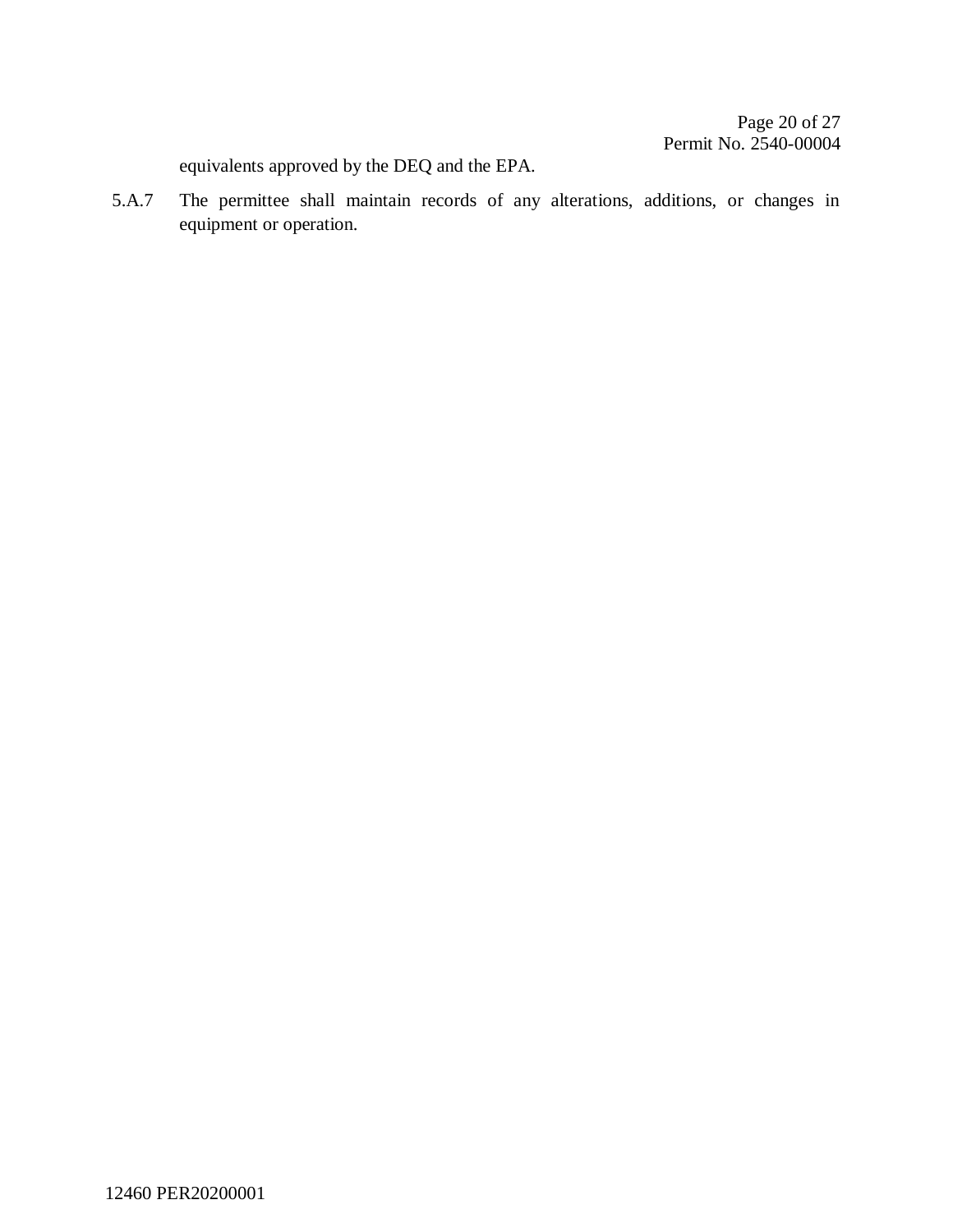equivalents approved by the DEQ and the EPA.

5.A.7 The permittee shall maintain records of any alterations, additions, or changes in equipment or operation.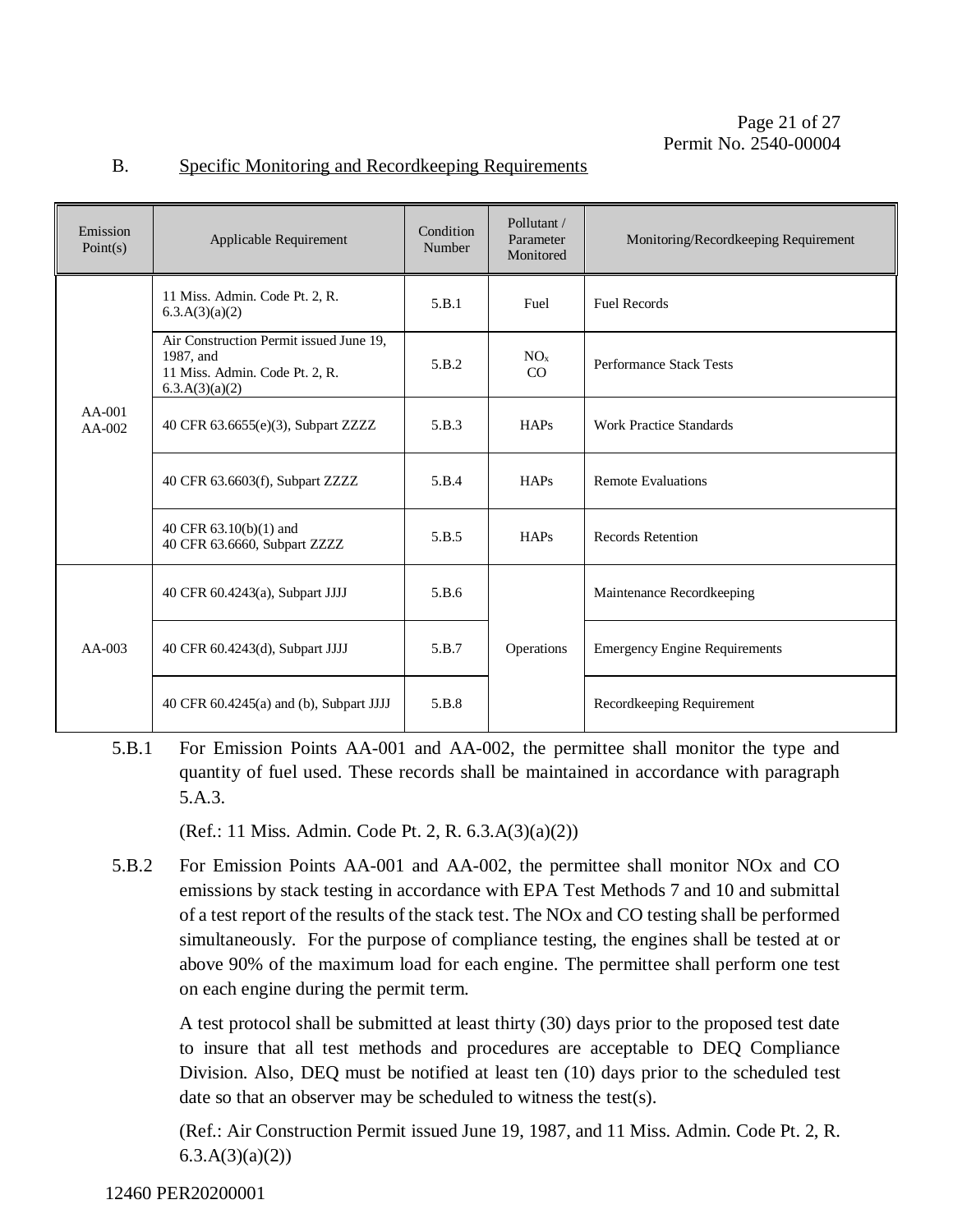## B. Specific Monitoring and Recordkeeping Requirements

| Emission Point(s) | Applicable Requirement | Condition Number | Pollutant / Parameter Monitored | Monitoring/Recordkeeping Requirement |
|---|---|---|---|---|
| AA-001 AA-002 | 11 Miss. Admin. Code Pt. 2, R. 6.3.A(3)(a)(2) | 5.B.1 | Fuel | Fuel Records |
| | Air Construction Permit issued June 19, 1987, and 11 Miss. Admin. Code Pt. 2, R. 6.3.A(3)(a)(2) | 5.B.2 | $NO_x$ CO | Performance Stack Tests |
| | 40 CFR 63.6655(e)(3), Subpart ZZZZ | 5.B.3 | HAPs | Work Practice Standards |
| | 40 CFR 63.6603(f), Subpart ZZZZ | 5.B.4 | HAPs | Remote Evaluations |
| | 40 CFR 63.10(b)(1) and 40 CFR 63.6660, Subpart ZZZZ | 5.B.5 | HAPs | Records Retention |
| AA-003 | 40 CFR 60.4243(a), Subpart JJJJ | 5.B.6 | Operations | Maintenance Recordkeeping |
| | 40 CFR 60.4243(d), Subpart JJJJ | 5.B.7 | | Emergency Engine Requirements |
| | 40 CFR 60.4245(a) and (b), Subpart JJJJ | 5.B.8 | | Recordkeeping Requirement |

5.B.1 For Emission Points AA-001 and AA-002, the permittee shall monitor the type and quantity of fuel used. These records shall be maintained in accordance with paragraph 5.A.3.

(Ref.: 11 Miss. Admin. Code Pt. 2, R. 6.3.A(3)(a)(2))

5.B.2 For Emission Points AA-001 and AA-002, the permittee shall monitor NOx and CO emissions by stack testing in accordance with EPA Test Methods 7 and 10 and submittal of a test report of the results of the stack test. The NOx and CO testing shall be performed simultaneously. For the purpose of compliance testing, the engines shall be tested at or above 90% of the maximum load for each engine. The permittee shall perform one test on each engine during the permit term.

A test protocol shall be submitted at least thirty (30) days prior to the proposed test date to insure that all test methods and procedures are acceptable to DEQ Compliance Division. Also, DEQ must be notified at least ten (10) days prior to the scheduled test date so that an observer may be scheduled to witness the test(s).

(Ref.: Air Construction Permit issued June 19, 1987, and 11 Miss. Admin. Code Pt. 2, R. 6.3.A(3)(a)(2))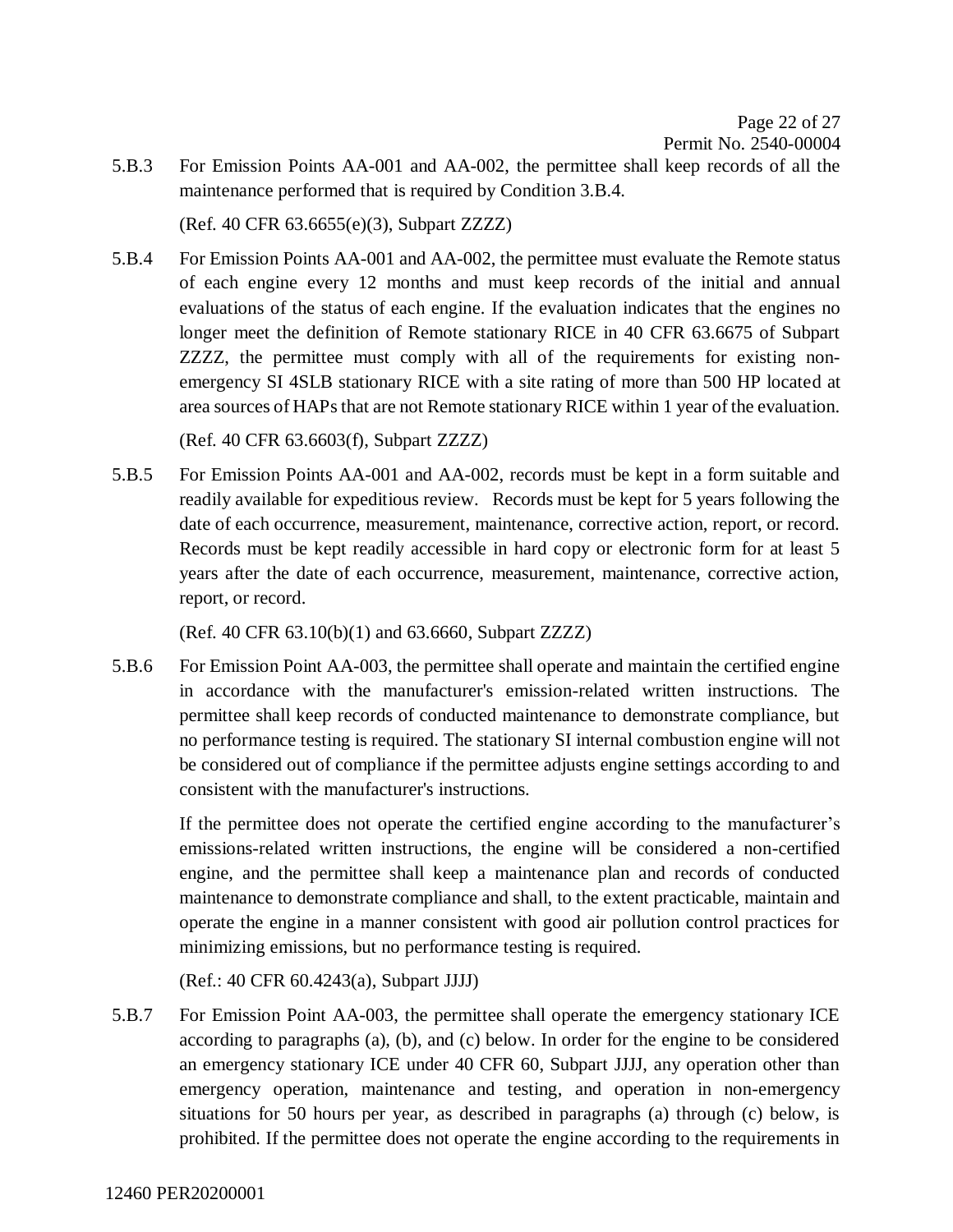5.B.3 For Emission Points AA-001 and AA-002, the permittee shall keep records of all the maintenance performed that is required by Condition 3.B.4.

(Ref. 40 CFR 63.6655(e)(3), Subpart ZZZZ)

5.B.4 For Emission Points AA-001 and AA-002, the permittee must evaluate the Remote status of each engine every 12 months and must keep records of the initial and annual evaluations of the status of each engine. If the evaluation indicates that the engines no longer meet the definition of Remote stationary RICE in 40 CFR 63.6675 of Subpart ZZZZ, the permittee must comply with all of the requirements for existing non-emergency SI 4SLB stationary RICE with a site rating of more than 500 HP located at area sources of HAPs that are not Remote stationary RICE within 1 year of the evaluation.

(Ref. 40 CFR 63.6603(f), Subpart ZZZZ)

5.B.5 For Emission Points AA-001 and AA-002, records must be kept in a form suitable and readily available for expeditious review. Records must be kept for 5 years following the date of each occurrence, measurement, maintenance, corrective action, report, or record. Records must be kept readily accessible in hard copy or electronic form for at least 5 years after the date of each occurrence, measurement, maintenance, corrective action, report, or record.

(Ref. 40 CFR 63.10(b)(1) and 63.6660, Subpart ZZZZ)

5.B.6 For Emission Point AA-003, the permittee shall operate and maintain the certified engine in accordance with the manufacturer's emission-related written instructions. The permittee shall keep records of conducted maintenance to demonstrate compliance, but no performance testing is required. The stationary SI internal combustion engine will not be considered out of compliance if the permittee adjusts engine settings according to and consistent with the manufacturer's instructions.

If the permittee does not operate the certified engine according to the manufacturer's emissions-related written instructions, the engine will be considered a non-certified engine, and the permittee shall keep a maintenance plan and records of conducted maintenance to demonstrate compliance and shall, to the extent practicable, maintain and operate the engine in a manner consistent with good air pollution control practices for minimizing emissions, but no performance testing is required.

(Ref.: 40 CFR 60.4243(a), Subpart JJJJ)

5.B.7 For Emission Point AA-003, the permittee shall operate the emergency stationary ICE according to paragraphs (a), (b), and (c) below. In order for the engine to be considered an emergency stationary ICE under 40 CFR 60, Subpart JJJJ, any operation other than emergency operation, maintenance and testing, and operation in non-emergency situations for 50 hours per year, as described in paragraphs (a) through (c) below, is prohibited. If the permittee does not operate the engine according to the requirements in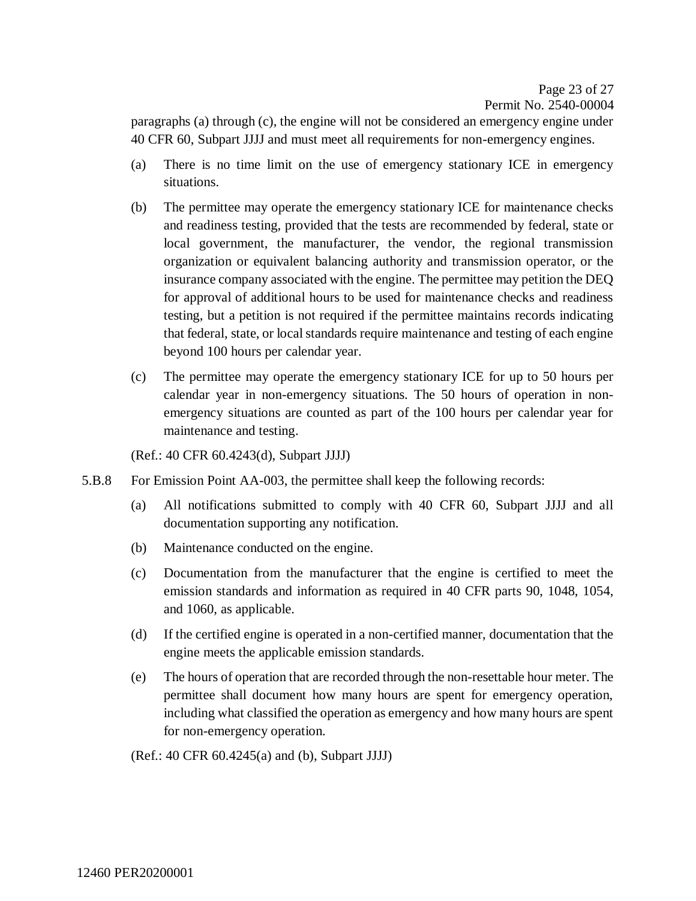paragraphs (a) through (c), the engine will not be considered an emergency engine under 40 CFR 60, Subpart JJJJ and must meet all requirements for non-emergency engines.

(a) There is no time limit on the use of emergency stationary ICE in emergency situations.

(b) The permittee may operate the emergency stationary ICE for maintenance checks and readiness testing, provided that the tests are recommended by federal, state or local government, the manufacturer, the vendor, the regional transmission organization or equivalent balancing authority and transmission operator, or the insurance company associated with the engine. The permittee may petition the DEQ for approval of additional hours to be used for maintenance checks and readiness testing, but a petition is not required if the permittee maintains records indicating that federal, state, or local standards require maintenance and testing of each engine beyond 100 hours per calendar year.

(c) The permittee may operate the emergency stationary ICE for up to 50 hours per calendar year in non-emergency situations. The 50 hours of operation in non-emergency situations are counted as part of the 100 hours per calendar year for maintenance and testing.

(Ref.: 40 CFR 60.4243(d), Subpart JJJJ)

5.B.8 For Emission Point AA-003, the permittee shall keep the following records:

(a) All notifications submitted to comply with 40 CFR 60, Subpart JJJJ and all documentation supporting any notification.

(b) Maintenance conducted on the engine.

(c) Documentation from the manufacturer that the engine is certified to meet the emission standards and information as required in 40 CFR parts 90, 1048, 1054, and 1060, as applicable.

(d) If the certified engine is operated in a non-certified manner, documentation that the engine meets the applicable emission standards.

(e) The hours of operation that are recorded through the non-resettable hour meter. The permittee shall document how many hours are spent for emergency operation, including what classified the operation as emergency and how many hours are spent for non-emergency operation.

(Ref.: 40 CFR 60.4245(a) and (b), Subpart JJJJ)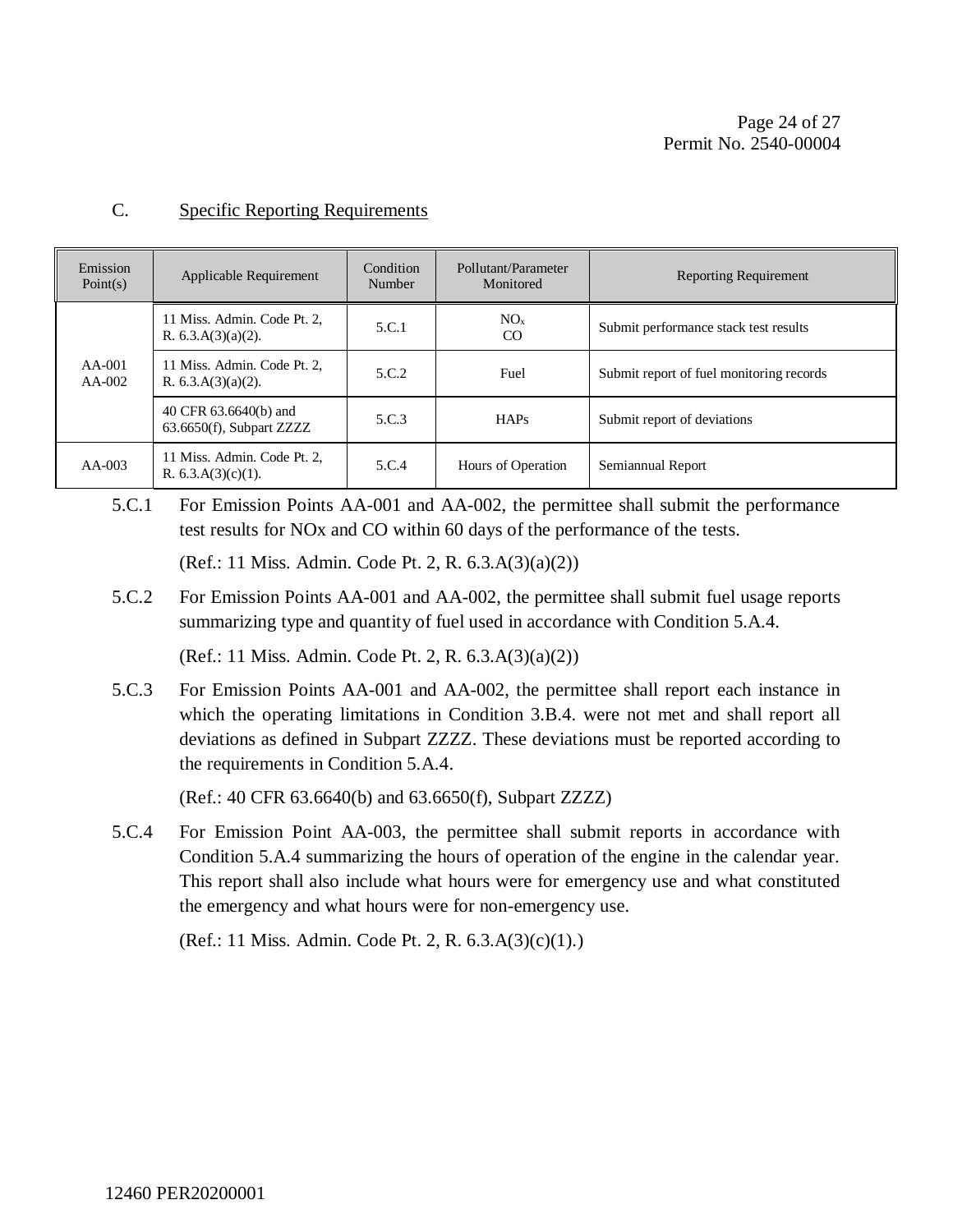## C. Specific Reporting Requirements

| Emission Point(s) | Applicable Requirement | Condition Number | Pollutant/Parameter Monitored | Reporting Requirement |
|---|---|---|---|---|
| AA-001 AA-002 | 11 Miss. Admin. Code Pt. 2, R. 6.3.A(3)(a)(2). | 5.C.1 | $NO_x$ CO | Submit performance stack test results |
| | 11 Miss. Admin. Code Pt. 2, R. 6.3.A(3)(a)(2). | 5.C.2 | Fuel | Submit report of fuel monitoring records |
| | 40 CFR 63.6640(b) and 63.6650(f), Subpart ZZZZ | 5.C.3 | HAPs | Submit report of deviations |
| AA-003 | 11 Miss. Admin. Code Pt. 2, R. 6.3.A(3)(c)(1). | 5.C.4 | Hours of Operation | Semiannual Report |

5.C.1 For Emission Points AA-001 and AA-002, the permittee shall submit the performance test results for NOx and CO within 60 days of the performance of the tests.

(Ref.: 11 Miss. Admin. Code Pt. 2, R. 6.3.A(3)(a)(2))

5.C.2 For Emission Points AA-001 and AA-002, the permittee shall submit fuel usage reports summarizing type and quantity of fuel used in accordance with Condition 5.A.4.

(Ref.: 11 Miss. Admin. Code Pt. 2, R. 6.3.A(3)(a)(2))

5.C.3 For Emission Points AA-001 and AA-002, the permittee shall report each instance in which the operating limitations in Condition 3.B.4. were not met and shall report all deviations as defined in Subpart ZZZZ. These deviations must be reported according to the requirements in Condition 5.A.4.

(Ref.: 40 CFR 63.6640(b) and 63.6650(f), Subpart ZZZZ)

5.C.4 For Emission Point AA-003, the permittee shall submit reports in accordance with Condition 5.A.4 summarizing the hours of operation of the engine in the calendar year. This report shall also include what hours were for emergency use and what constituted the emergency and what hours were for non-emergency use.

(Ref.: 11 Miss. Admin. Code Pt. 2, R. 6.3.A(3)(c)(1).)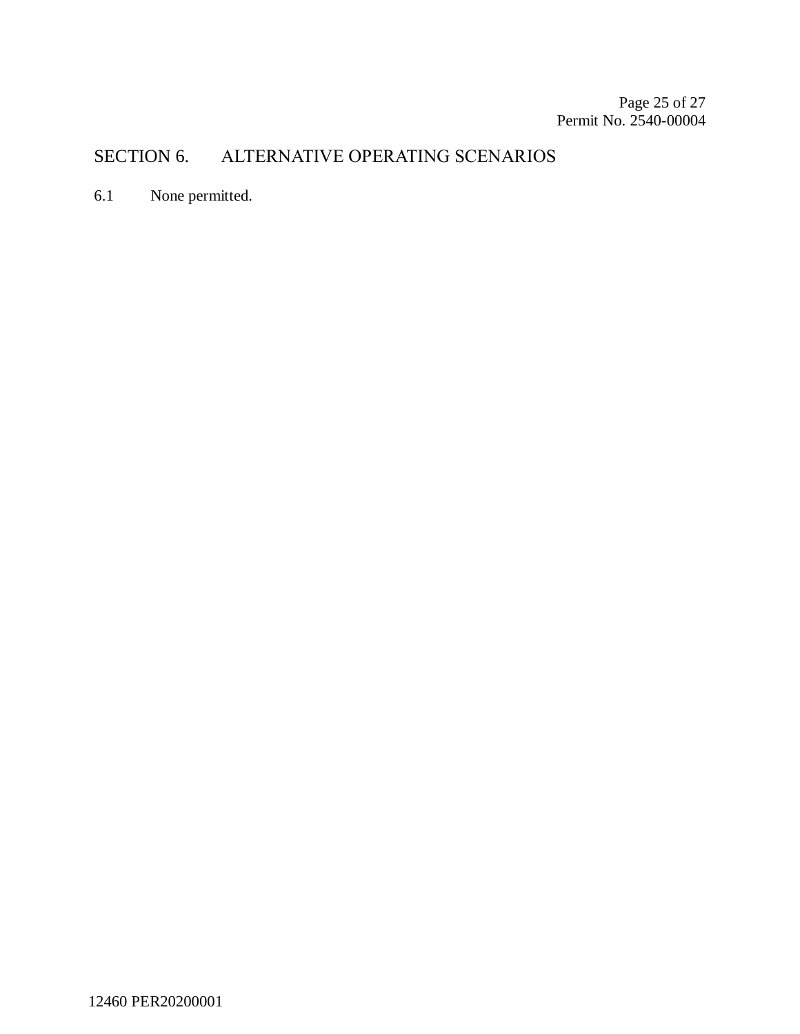## SECTION 6. ALTERNATIVE OPERATING SCENARIOS

6.1 None permitted.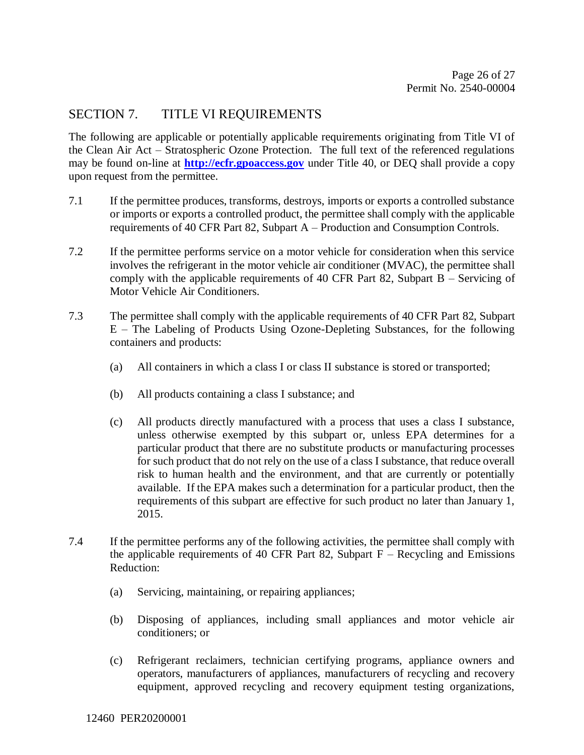## SECTION 7. TITLE VI REQUIREMENTS

The following are applicable or potentially applicable requirements originating from Title VI of the Clean Air Act – Stratospheric Ozone Protection. The full text of the referenced regulations may be found on-line at **http://ecfr.gpoaccess.gov** under Title 40, or DEQ shall provide a copy upon request from the permittee.

7.1 If the permittee produces, transforms, destroys, imports or exports a controlled substance or imports or exports a controlled product, the permittee shall comply with the applicable requirements of 40 CFR Part 82, Subpart A – Production and Consumption Controls.

7.2 If the permittee performs service on a motor vehicle for consideration when this service involves the refrigerant in the motor vehicle air conditioner (MVAC), the permittee shall comply with the applicable requirements of 40 CFR Part 82, Subpart B – Servicing of Motor Vehicle Air Conditioners.

7.3 The permittee shall comply with the applicable requirements of 40 CFR Part 82, Subpart E – The Labeling of Products Using Ozone-Depleting Substances, for the following containers and products:

(a) All containers in which a class I or class II substance is stored or transported;

(b) All products containing a class I substance; and

(c) All products directly manufactured with a process that uses a class I substance, unless otherwise exempted by this subpart or, unless EPA determines for a particular product that there are no substitute products or manufacturing processes for such product that do not rely on the use of a class I substance, that reduce overall risk to human health and the environment, and that are currently or potentially available. If the EPA makes such a determination for a particular product, then the requirements of this subpart are effective for such product no later than January 1, 2015.

7.4 If the permittee performs any of the following activities, the permittee shall comply with the applicable requirements of 40 CFR Part 82, Subpart F – Recycling and Emissions Reduction:

(a) Servicing, maintaining, or repairing appliances;

(b) Disposing of appliances, including small appliances and motor vehicle air conditioners; or

(c) Refrigerant reclaimers, technician certifying programs, appliance owners and operators, manufacturers of appliances, manufacturers of recycling and recovery equipment, approved recycling and recovery equipment testing organizations,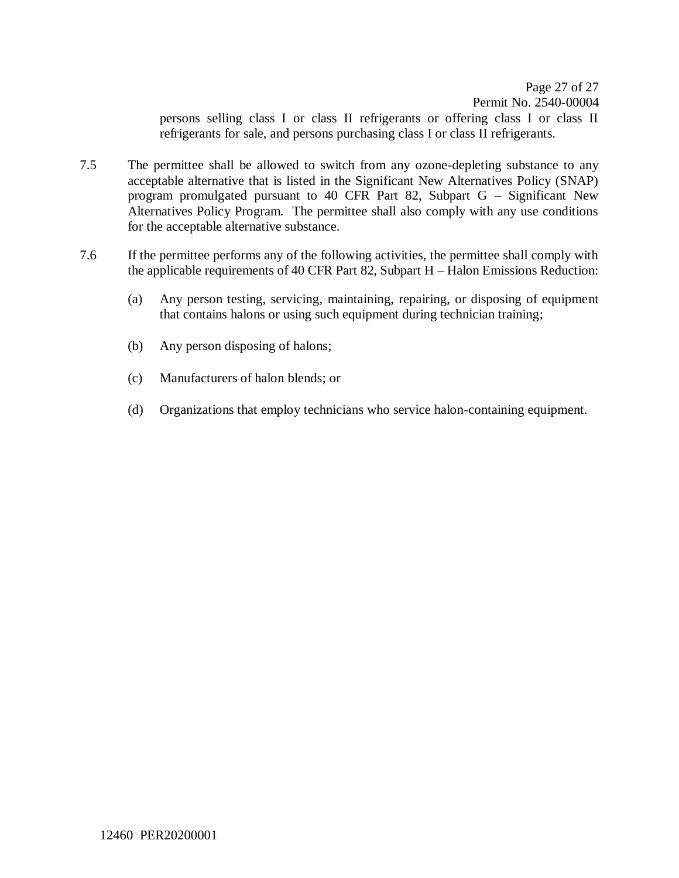persons selling class I or class II refrigerants or offering class I or class II refrigerants for sale, and persons purchasing class I or class II refrigerants.

7.5 The permittee shall be allowed to switch from any ozone-depleting substance to any acceptable alternative that is listed in the Significant New Alternatives Policy (SNAP) program promulgated pursuant to 40 CFR Part 82, Subpart G – Significant New Alternatives Policy Program. The permittee shall also comply with any use conditions for the acceptable alternative substance.

7.6 If the permittee performs any of the following activities, the permittee shall comply with the applicable requirements of 40 CFR Part 82, Subpart H – Halon Emissions Reduction:

(a) Any person testing, servicing, maintaining, repairing, or disposing of equipment that contains halons or using such equipment during technician training;

(b) Any person disposing of halons;

(c) Manufacturers of halon blends; or

(d) Organizations that employ technicians who service halon-containing equipment.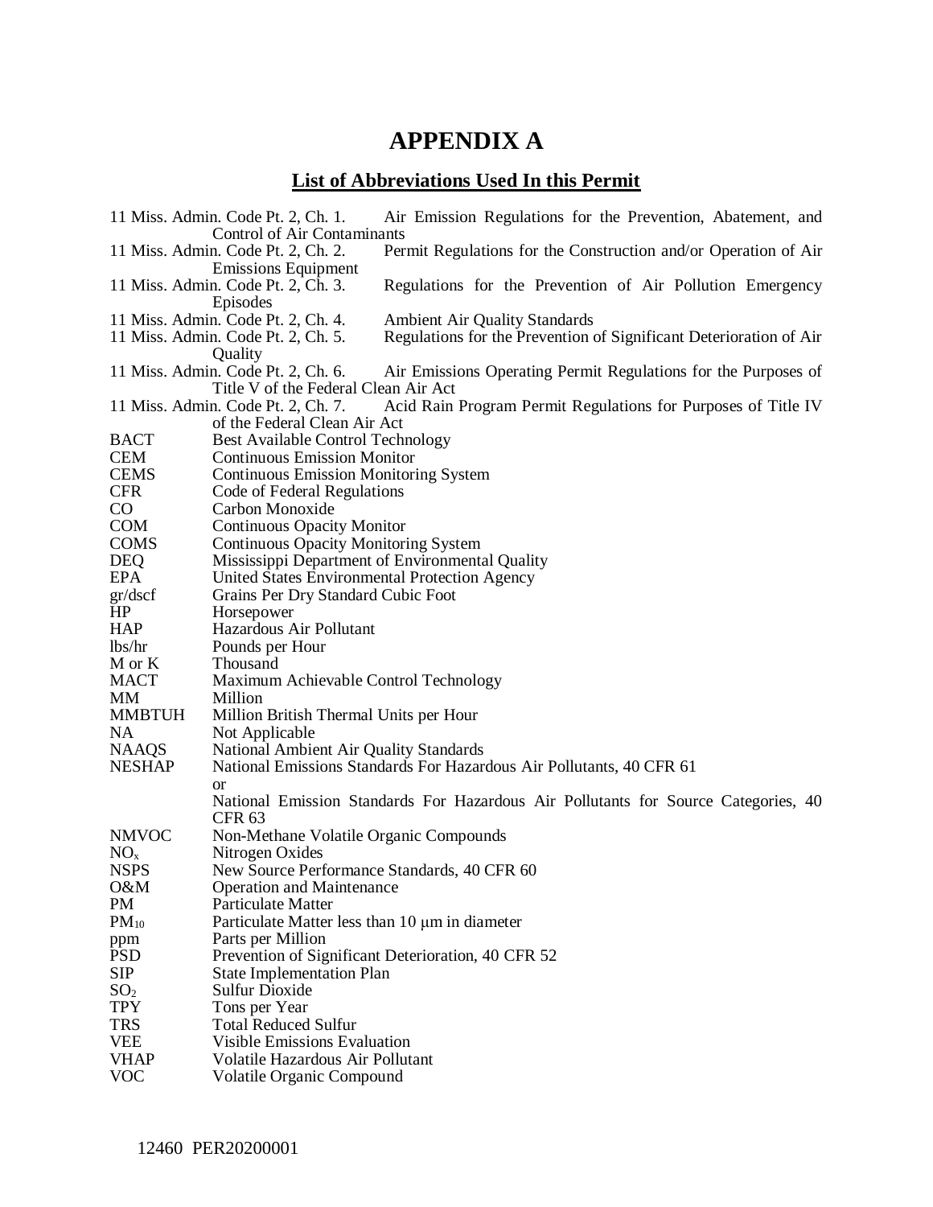# APPENDIX A

## List of Abbreviations Used In this Permit

| | |
|---|---|
| 11 Miss. Admin. Code Pt. 2, Ch. 1. | Air Emission Regulations for the Prevention, Abatement, and Control of Air Contaminants |
| 11 Miss. Admin. Code Pt. 2, Ch. 2. | Permit Regulations for the Construction and/or Operation of Air Emissions Equipment |
| 11 Miss. Admin. Code Pt. 2, Ch. 3. | Regulations for the Prevention of Air Pollution Emergency Episodes |
| 11 Miss. Admin. Code Pt. 2, Ch. 4. | Ambient Air Quality Standards |
| 11 Miss. Admin. Code Pt. 2, Ch. 5. | Regulations for the Prevention of Significant Deterioration of Air Quality |
| 11 Miss. Admin. Code Pt. 2, Ch. 6. | Air Emissions Operating Permit Regulations for the Purposes of Title V of the Federal Clean Air Act |
| 11 Miss. Admin. Code Pt. 2, Ch. 7. | Acid Rain Program Permit Regulations for Purposes of Title IV of the Federal Clean Air Act |
| BACT | Best Available Control Technology |
| CEM | Continuous Emission Monitor |
| CEMS | Continuous Emission Monitoring System |
| CFR | Code of Federal Regulations |
| CO | Carbon Monoxide |
| COM | Continuous Opacity Monitor |
| COMS | Continuous Opacity Monitoring System |
| DEQ | Mississippi Department of Environmental Quality |
| EPA | United States Environmental Protection Agency |
| gr/dscf | Grains Per Dry Standard Cubic Foot |
| HP | Horsepower |
| HAP | Hazardous Air Pollutant |
| lbs/hr | Pounds per Hour |
| M or K | Thousand |
| MACT | Maximum Achievable Control Technology |
| MM | Million |
| MMBTUH | Million British Thermal Units per Hour |
| NA | Not Applicable |
| NAAQS | National Ambient Air Quality Standards |
| NESHAP | National Emissions Standards For Hazardous Air Pollutants, 40 CFR 61 or National Emission Standards For Hazardous Air Pollutants for Source Categories, 40 CFR 63 |
| NMVOC | Non-Methane Volatile Organic Compounds |
| $NO_x$ | Nitrogen Oxides |
| NSPS | New Source Performance Standards, 40 CFR 60 |
| O&M | Operation and Maintenance |
| PM | Particulate Matter |
| $PM_{10}$ | Particulate Matter less than 10 μm in diameter |
| ppm | Parts per Million |
| PSD | Prevention of Significant Deterioration, 40 CFR 52 |
| SIP | State Implementation Plan |
| $SO_2$ | Sulfur Dioxide |
| TPY | Tons per Year |
| TRS | Total Reduced Sulfur |
| VEE | Visible Emissions Evaluation |
| VHAP | Volatile Hazardous Air Pollutant |
| VOC | Volatile Organic Compound |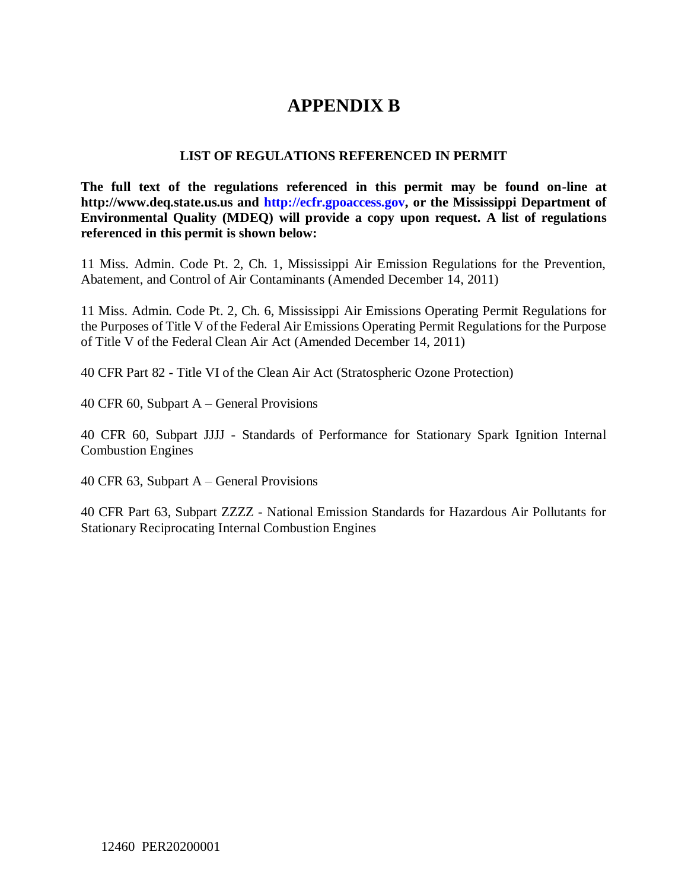# APPENDIX B

### LIST OF REGULATIONS REFERENCED IN PERMIT

**The full text of the regulations referenced in this permit may be found on-line at http://www.deq.state.us.us and http://ecfr.gpoaccess.gov, or the Mississippi Department of Environmental Quality (MDEQ) will provide a copy upon request. A list of regulations referenced in this permit is shown below:**

11 Miss. Admin. Code Pt. 2, Ch. 1, Mississippi Air Emission Regulations for the Prevention, Abatement, and Control of Air Contaminants (Amended December 14, 2011)

11 Miss. Admin. Code Pt. 2, Ch. 6, Mississippi Air Emissions Operating Permit Regulations for the Purposes of Title V of the Federal Air Emissions Operating Permit Regulations for the Purpose of Title V of the Federal Clean Air Act (Amended December 14, 2011)

40 CFR Part 82 - Title VI of the Clean Air Act (Stratospheric Ozone Protection)

40 CFR 60, Subpart A – General Provisions

40 CFR 60, Subpart JJJJ - Standards of Performance for Stationary Spark Ignition Internal Combustion Engines

40 CFR 63, Subpart A – General Provisions

40 CFR Part 63, Subpart ZZZZ - National Emission Standards for Hazardous Air Pollutants for Stationary Reciprocating Internal Combustion Engines